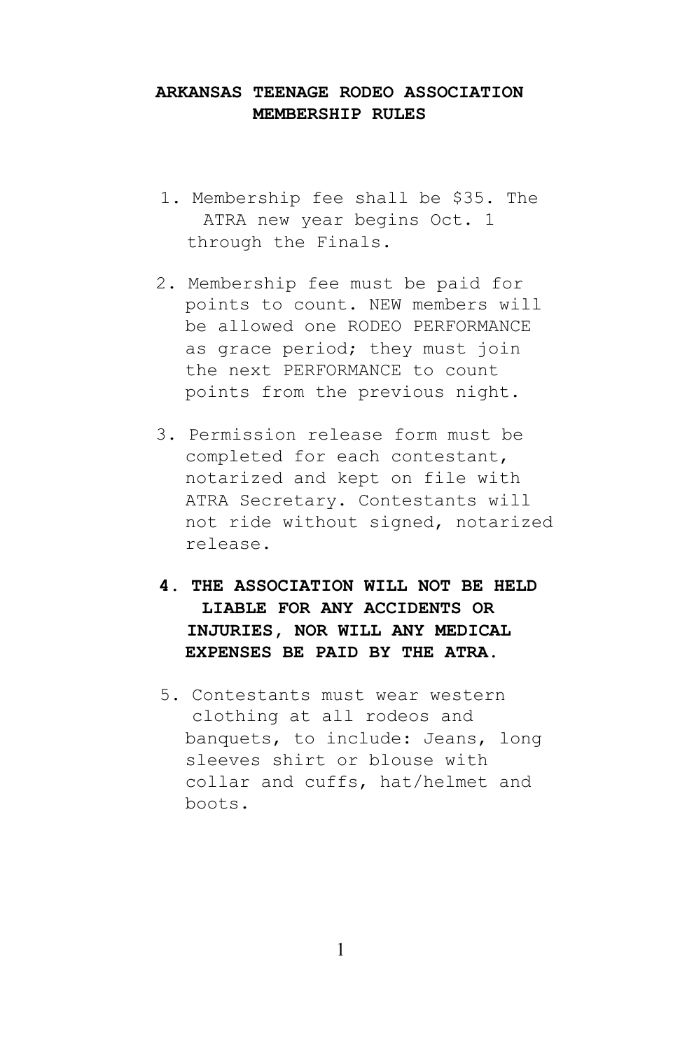# ARKANSAS TEENAGE RODEO ASSOCIATION MEMBERSHIP RULES

1. Membership fee shall be $35. The ATRA new year begins Oct. 1 through the Finals.

2. Membership fee must be paid for points to count. NEW members will be allowed one RODEO PERFORMANCE as grace period; they must join the next PERFORMANCE to count points from the previous night.

3. Permission release form must be completed for each contestant, notarized and kept on file with ATRA Secretary. Contestants will not ride without signed, notarized release.

4. **THE ASSOCIATION WILL NOT BE HELD LIABLE FOR ANY ACCIDENTS OR INJURIES, NOR WILL ANY MEDICAL EXPENSES BE PAID BY THE ATRA.**

5. Contestants must wear western clothing at all rodeos and banquets, to include: Jeans, long sleeves shirt or blouse with collar and cuffs, hat/helmet and boots.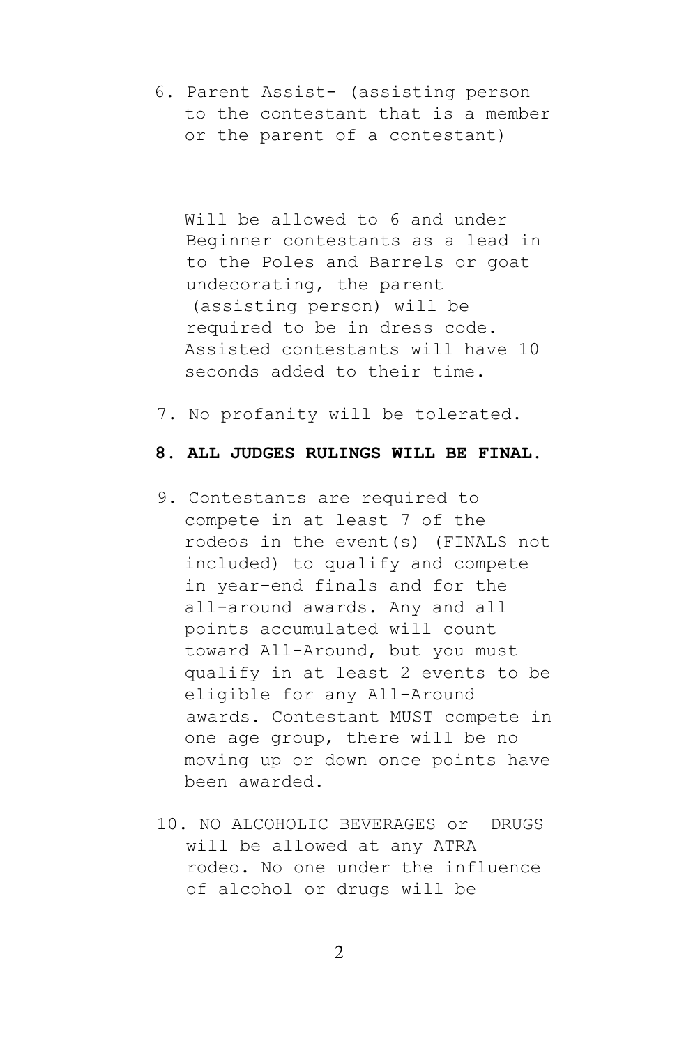6. Parent Assist- (assisting person to the contestant that is a member or the parent of a contestant)

   Will be allowed to 6 and under Beginner contestants as a lead in to the Poles and Barrels or goat undecorating, the parent (assisting person) will be required to be in dress code. Assisted contestants will have 10 seconds added to their time.

7. No profanity will be tolerated.

8. **ALL JUDGES RULINGS WILL BE FINAL.**

9. Contestants are required to compete in at least 7 of the rodeos in the event(s) (FINALS not included) to qualify and compete in year-end finals and for the all-around awards. Any and all points accumulated will count toward All-Around, but you must qualify in at least 2 events to be eligible for any All-Around awards. Contestant MUST compete in one age group, there will be no moving up or down once points have been awarded.

10. NO ALCOHOLIC BEVERAGES or DRUGS will be allowed at any ATRA rodeo. No one under the influence of alcohol or drugs will be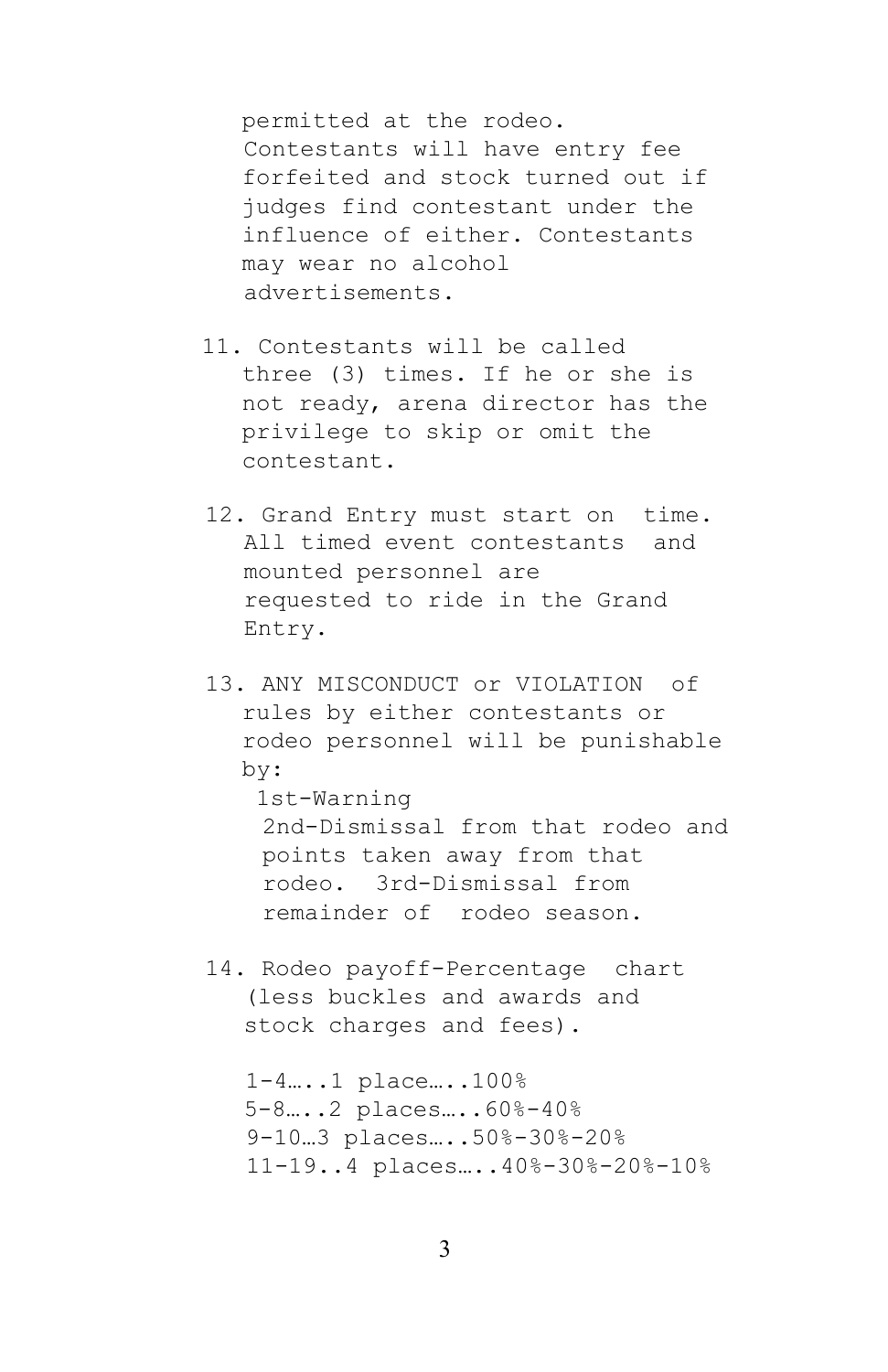permitted at the rodeo. Contestants will have entry fee forfeited and stock turned out if judges find contestant under the influence of either. Contestants may wear no alcohol advertisements.

11. Contestants will be called three (3) times. If he or she is not ready, arena director has the privilege to skip or omit the contestant.

12. Grand Entry must start on time. All timed event contestants and mounted personnel are requested to ride in the Grand Entry.

13. ANY MISCONDUCT or VIOLATION of rules by either contestants or rodeo personnel will be punishable by:
    1st-Warning
    2nd-Dismissal from that rodeo and points taken away from that rodeo. 3rd-Dismissal from remainder of rodeo season.

14. Rodeo payoff-Percentage chart (less buckles and awards and stock charges and fees).

    1-4…..1 place…..100%
    5-8…..2 places…..60%-40%
    9-10…3 places…..50%-30%-20%
    11-19..4 places…..40%-30%-20%-10%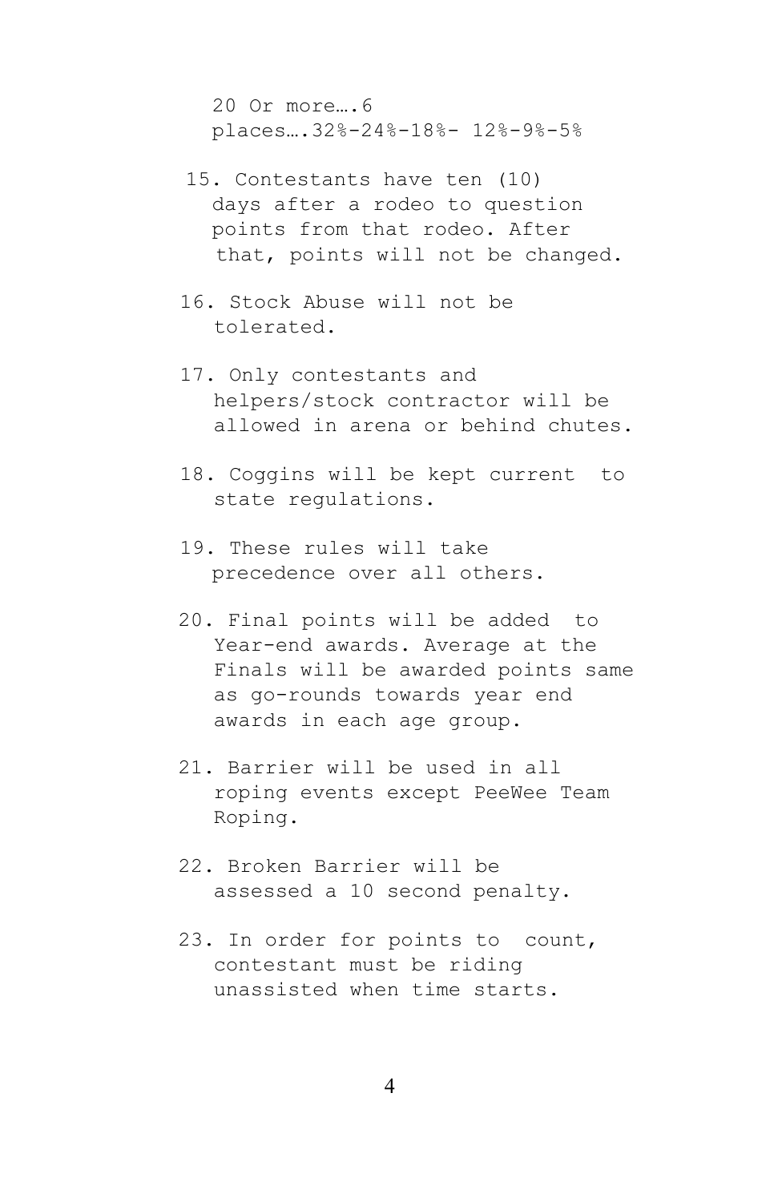20 Or more….6 places….32%-24%-18%- 12%-9%-5%

15. Contestants have ten (10) days after a rodeo to question points from that rodeo. After that, points will not be changed.

16. Stock Abuse will not be tolerated.

17. Only contestants and helpers/stock contractor will be allowed in arena or behind chutes.

18. Coggins will be kept current to state regulations.

19. These rules will take precedence over all others.

20. Final points will be added to Year-end awards. Average at the Finals will be awarded points same as go-rounds towards year end awards in each age group.

21. Barrier will be used in all roping events except PeeWee Team Roping.

22. Broken Barrier will be assessed a 10 second penalty.

23. In order for points to count, contestant must be riding unassisted when time starts.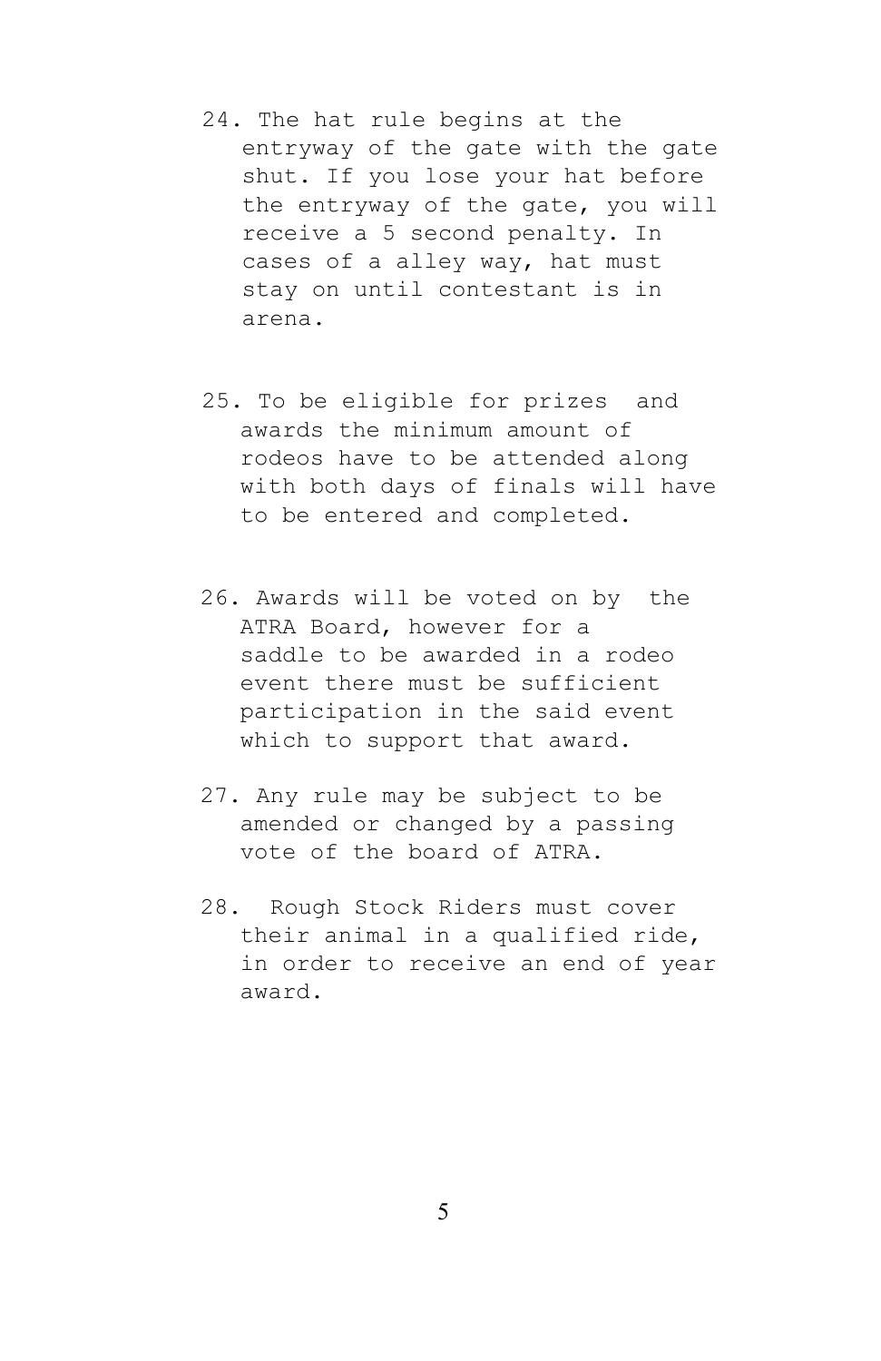24. The hat rule begins at the entryway of the gate with the gate shut. If you lose your hat before the entryway of the gate, you will receive a 5 second penalty. In cases of a alley way, hat must stay on until contestant is in arena.

25. To be eligible for prizes and awards the minimum amount of rodeos have to be attended along with both days of finals will have to be entered and completed.

26. Awards will be voted on by the ATRA Board, however for a saddle to be awarded in a rodeo event there must be sufficient participation in the said event which to support that award.

27. Any rule may be subject to be amended or changed by a passing vote of the board of ATRA.

28. Rough Stock Riders must cover their animal in a qualified ride, in order to receive an end of year award.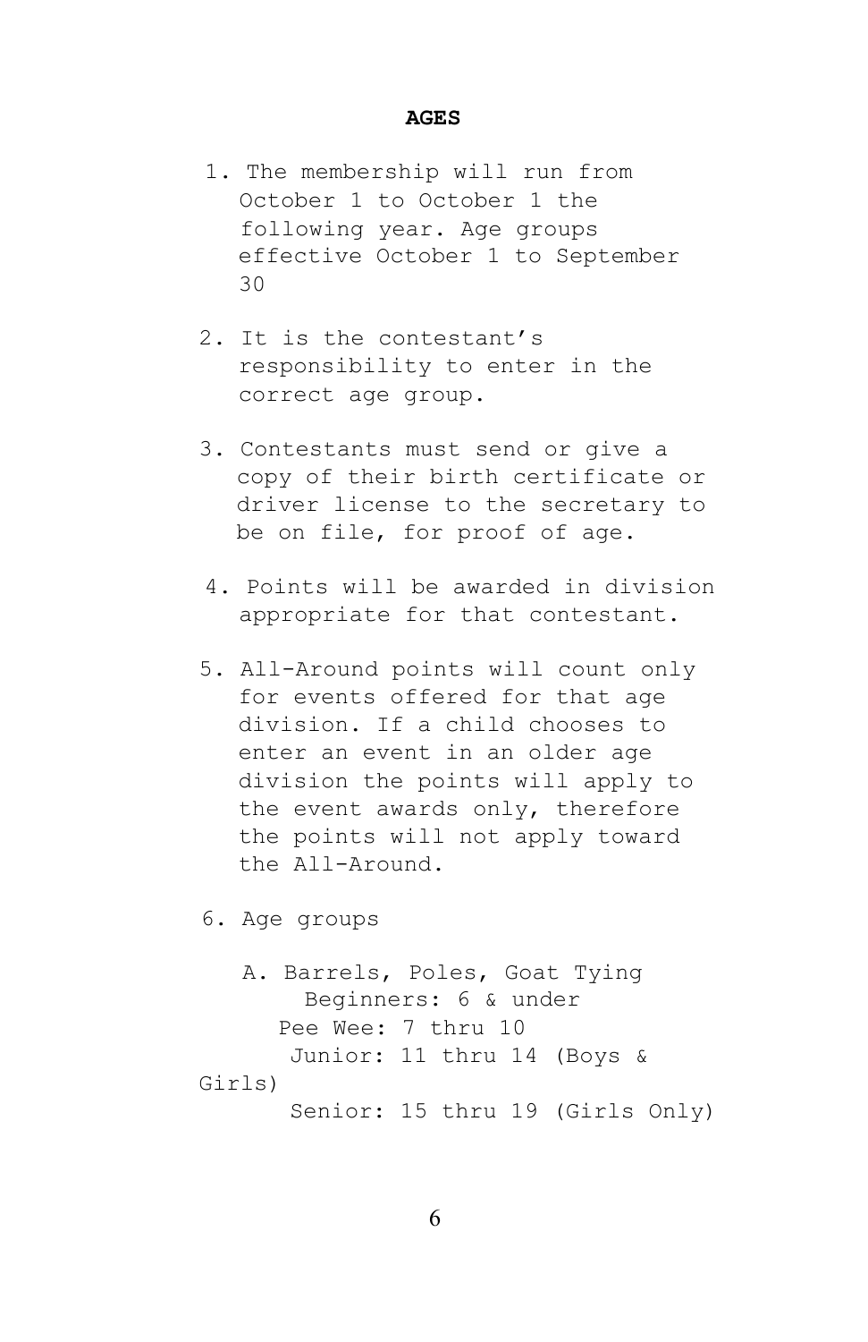## AGES

1. The membership will run from October 1 to October 1 the following year. Age groups effective October 1 to September 30

2. It is the contestant's responsibility to enter in the correct age group.

3. Contestants must send or give a copy of their birth certificate or driver license to the secretary to be on file, for proof of age.

4. Points will be awarded in division appropriate for that contestant.

5. All-Around points will count only for events offered for that age division. If a child chooses to enter an event in an older age division the points will apply to the event awards only, therefore the points will not apply toward the All-Around.

6. Age groups

   A. Barrels, Poles, Goat Tying
      - Beginners: 6 & under
      - Pee Wee: 7 thru 10
      - Junior: 11 thru 14 (Boys & Girls)
      - Senior: 15 thru 19 (Girls Only)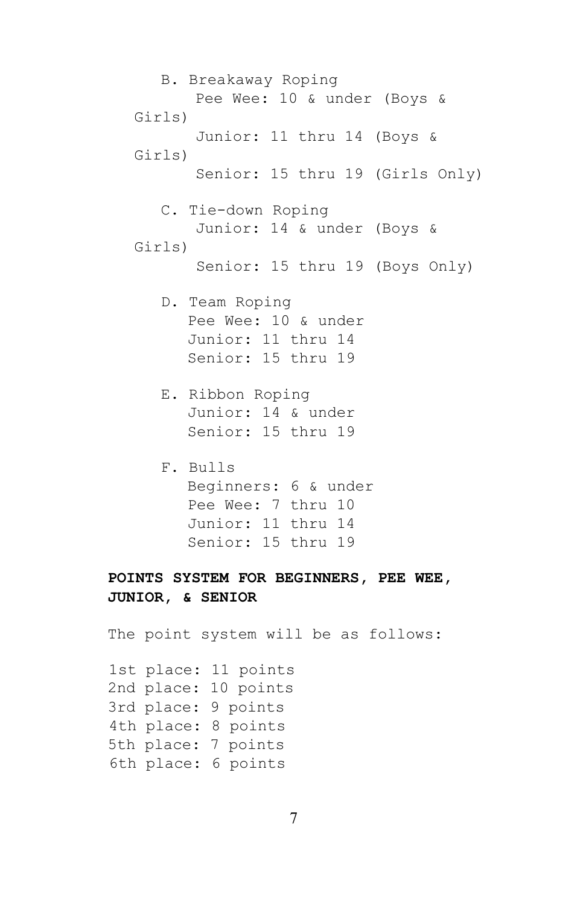B. Breakaway Roping
   - Pee Wee: 10 & under (Boys & Girls)
   - Junior: 11 thru 14 (Boys & Girls)
   - Senior: 15 thru 19 (Girls Only)

C. Tie-down Roping
   - Junior: 14 & under (Boys & Girls)
   - Senior: 15 thru 19 (Boys Only)

D. Team Roping
   - Pee Wee: 10 & under
   - Junior: 11 thru 14
   - Senior: 15 thru 19

E. Ribbon Roping
   - Junior: 14 & under
   - Senior: 15 thru 19

F. Bulls
   - Beginners: 6 & under
   - Pee Wee: 7 thru 10
   - Junior: 11 thru 14
   - Senior: 15 thru 19

**POINTS SYSTEM FOR BEGINNERS, PEE WEE, JUNIOR, & SENIOR**

The point system will be as follows:

1st place: 11 points
2nd place: 10 points
3rd place: 9 points
4th place: 8 points
5th place: 7 points
6th place: 6 points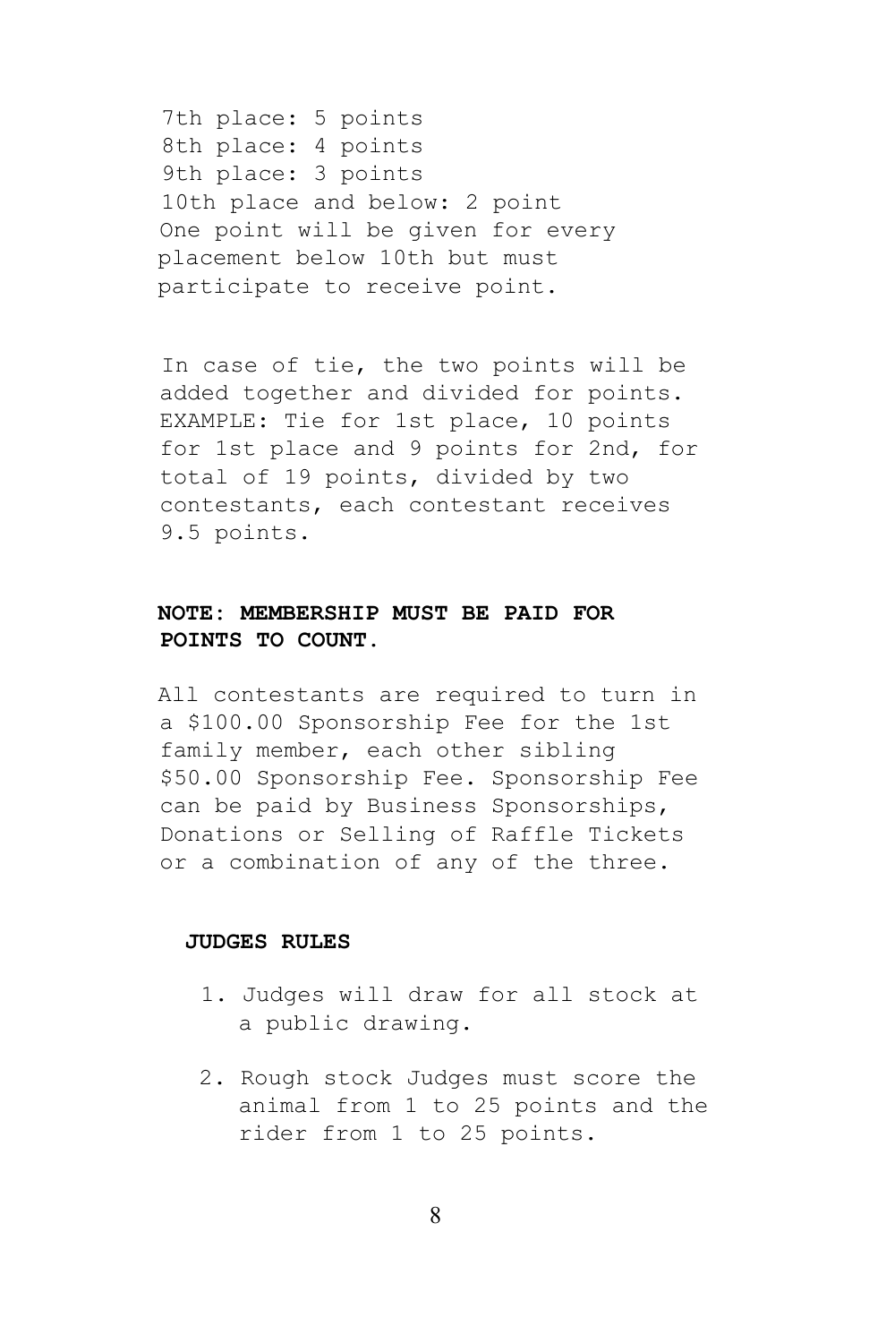7th place: 5 points
8th place: 4 points
9th place: 3 points
10th place and below: 2 point
One point will be given for every placement below 10th but must participate to receive point.

In case of tie, the two points will be added together and divided for points. EXAMPLE: Tie for 1st place, 10 points for 1st place and 9 points for 2nd, for total of 19 points, divided by two contestants, each contestant receives 9.5 points.

**NOTE: MEMBERSHIP MUST BE PAID FOR POINTS TO COUNT.**

All contestants are required to turn in a $100.00 Sponsorship Fee for the 1st family member, each other sibling $50.00 Sponsorship Fee. Sponsorship Fee can be paid by Business Sponsorships, Donations or Selling of Raffle Tickets or a combination of any of the three.

**JUDGES RULES**

1. Judges will draw for all stock at a public drawing.
2. Rough stock Judges must score the animal from 1 to 25 points and the rider from 1 to 25 points.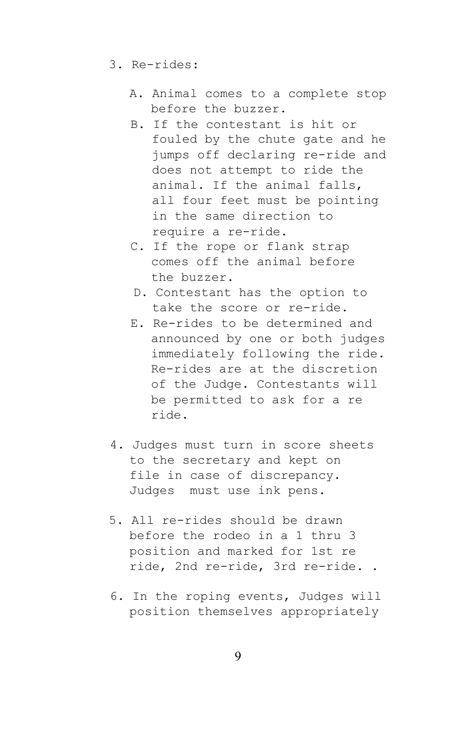3. Re-rides:

   A. Animal comes to a complete stop before the buzzer.
   B. If the contestant is hit or fouled by the chute gate and he jumps off declaring re-ride and does not attempt to ride the animal. If the animal falls, all four feet must be pointing in the same direction to require a re-ride.
   C. If the rope or flank strap comes off the animal before the buzzer.
   D. Contestant has the option to take the score or re-ride.
   E. Re-rides to be determined and announced by one or both judges immediately following the ride. Re-rides are at the discretion of the Judge. Contestants will be permitted to ask for a re ride.

4. Judges must turn in score sheets to the secretary and kept on file in case of discrepancy. Judges must use ink pens.

5. All re-rides should be drawn before the rodeo in a 1 thru 3 position and marked for 1st re ride, 2nd re-ride, 3rd re-ride. .

6. In the roping events, Judges will position themselves appropriately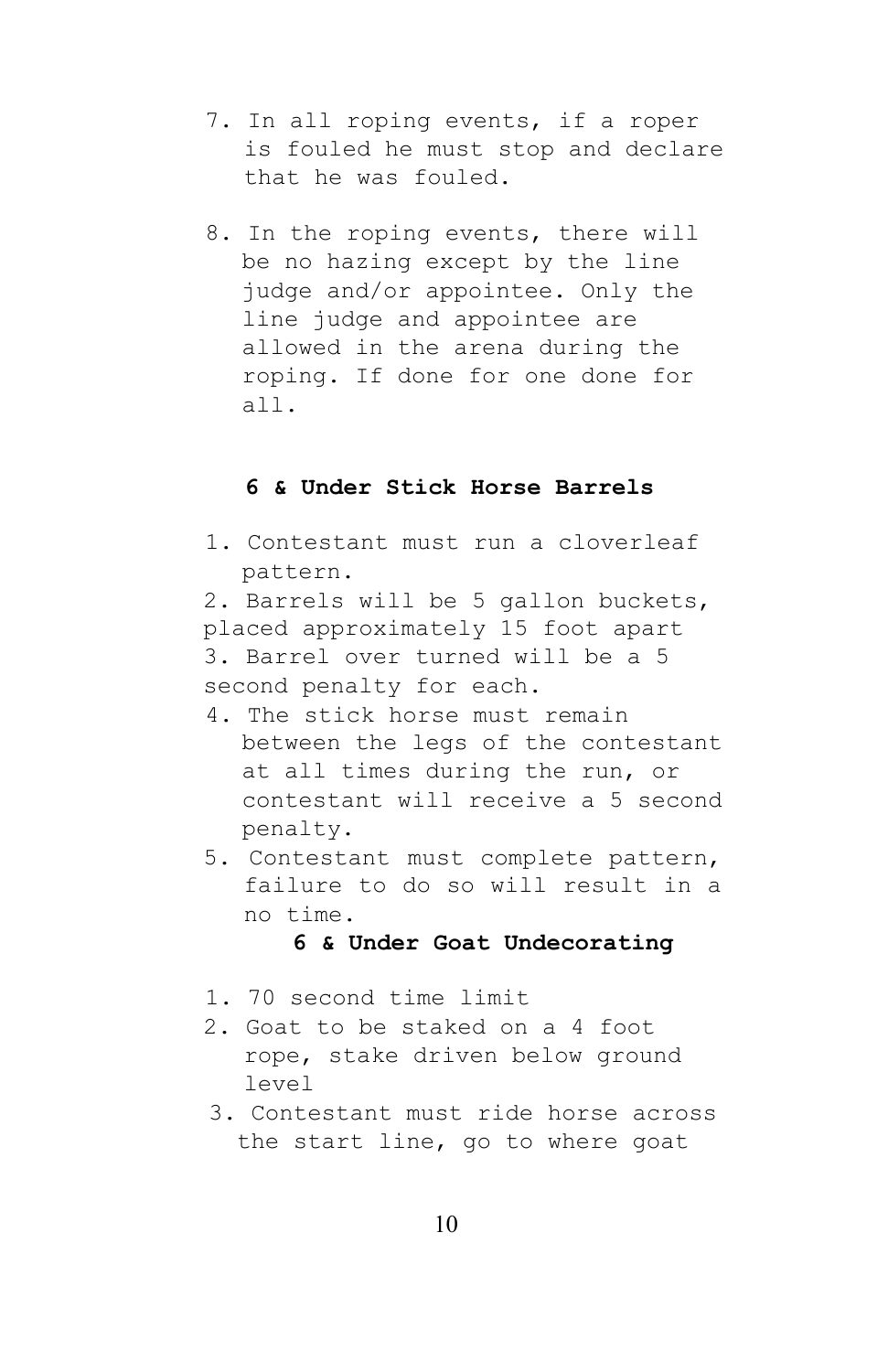7. In all roping events, if a roper is fouled he must stop and declare that he was fouled.

8. In the roping events, there will be no hazing except by the line judge and/or appointee. Only the line judge and appointee are allowed in the arena during the roping. If done for one done for all.

### 6 & Under Stick Horse Barrels

1. Contestant must run a cloverleaf pattern.
2. Barrels will be 5 gallon buckets, placed approximately 15 foot apart
3. Barrel over turned will be a 5 second penalty for each.
4. The stick horse must remain between the legs of the contestant at all times during the run, or contestant will receive a 5 second penalty.
5. Contestant must complete pattern, failure to do so will result in a no time.

### 6 & Under Goat Undecorating

1. 70 second time limit
2. Goat to be staked on a 4 foot rope, stake driven below ground level
3. Contestant must ride horse across the start line, go to where goat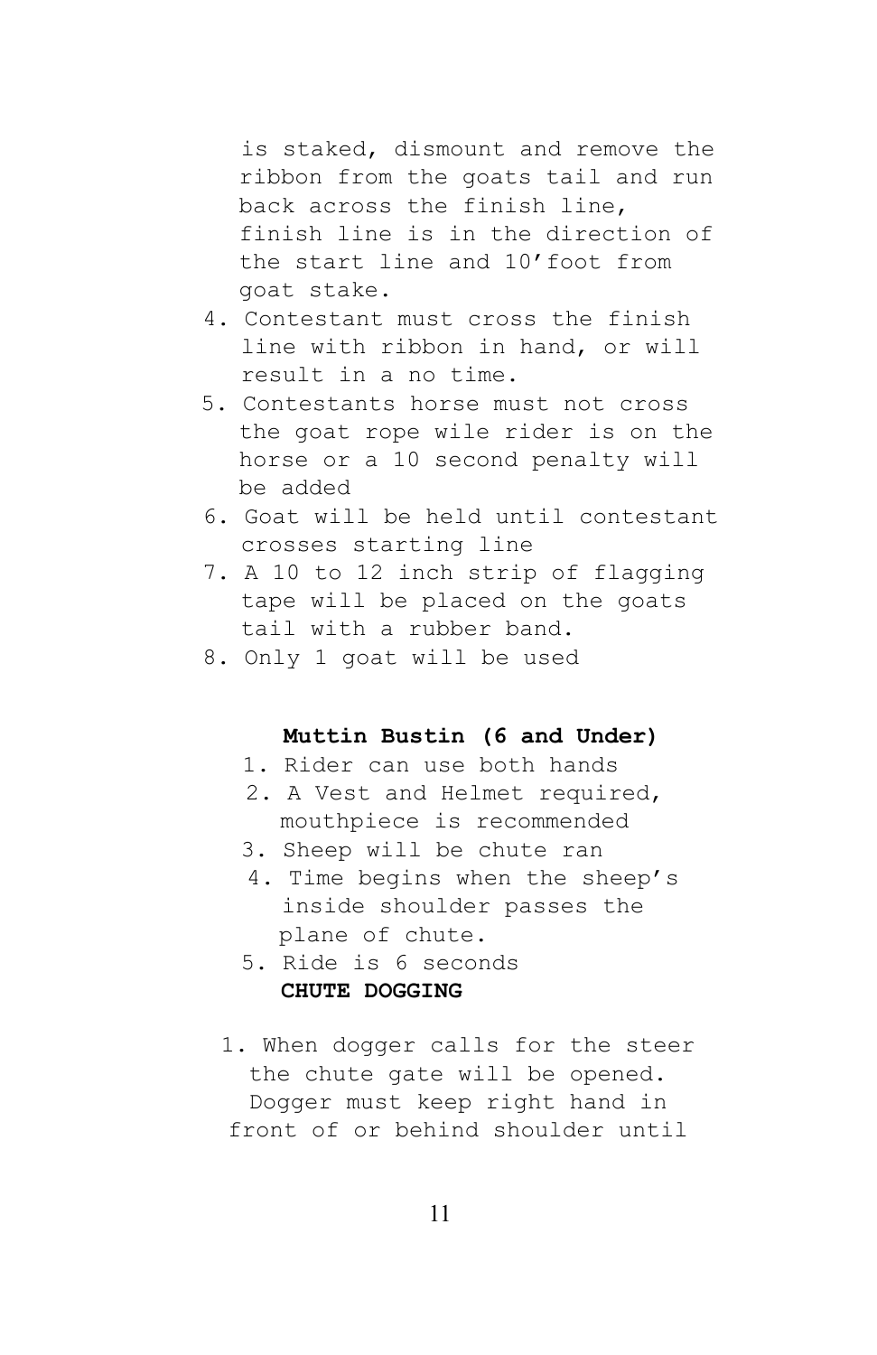is staked, dismount and remove the ribbon from the goats tail and run back across the finish line, finish line is in the direction of the start line and 10'foot from goat stake.

4. Contestant must cross the finish line with ribbon in hand, or will result in a no time.
5. Contestants horse must not cross the goat rope wile rider is on the horse or a 10 second penalty will be added
6. Goat will be held until contestant crosses starting line
7. A 10 to 12 inch strip of flagging tape will be placed on the goats tail with a rubber band.
8. Only 1 goat will be used

**Muttin Bustin (6 and Under)**

1. Rider can use both hands
2. A Vest and Helmet required, mouthpiece is recommended
3. Sheep will be chute ran
4. Time begins when the sheep's inside shoulder passes the plane of chute.
5. Ride is 6 seconds

**CHUTE DOGGING**

1. When dogger calls for the steer the chute gate will be opened. Dogger must keep right hand in front of or behind shoulder until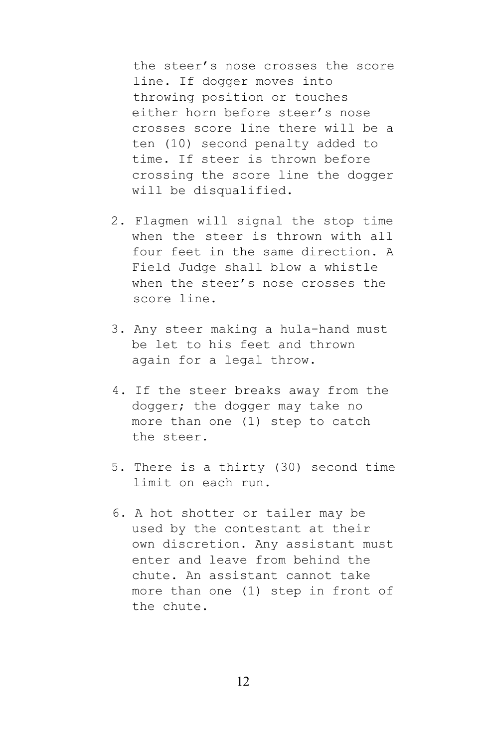the steer's nose crosses the score line. If dogger moves into throwing position or touches either horn before steer's nose crosses score line there will be a ten (10) second penalty added to time. If steer is thrown before crossing the score line the dogger will be disqualified.

2. Flagmen will signal the stop time when the steer is thrown with all four feet in the same direction. A Field Judge shall blow a whistle when the steer's nose crosses the score line.

3. Any steer making a hula-hand must be let to his feet and thrown again for a legal throw.

4. If the steer breaks away from the dogger; the dogger may take no more than one (1) step to catch the steer.

5. There is a thirty (30) second time limit on each run.

6. A hot shotter or tailer may be used by the contestant at their own discretion. Any assistant must enter and leave from behind the chute. An assistant cannot take more than one (1) step in front of the chute.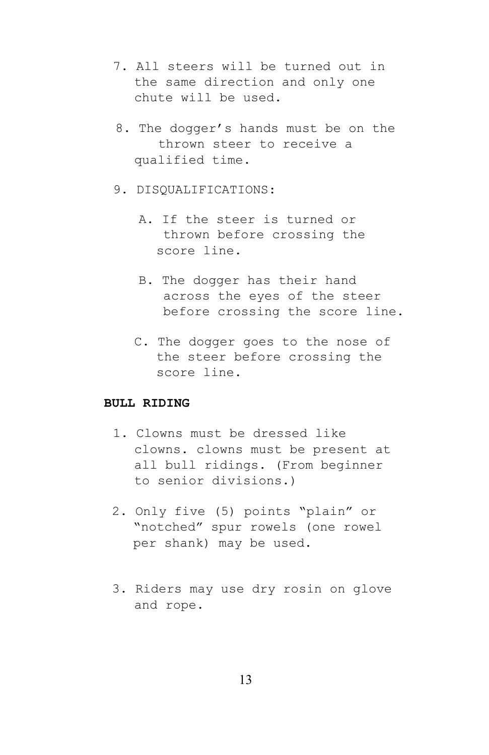7. All steers will be turned out in the same direction and only one chute will be used.

8. The dogger's hands must be on the thrown steer to receive a qualified time.

9. DISQUALIFICATIONS:

   A. If the steer is turned or thrown before crossing the score line.

   B. The dogger has their hand across the eyes of the steer before crossing the score line.

   C. The dogger goes to the nose of the steer before crossing the score line.

**BULL RIDING**

1. Clowns must be dressed like clowns. clowns must be present at all bull ridings. (From beginner to senior divisions.)

2. Only five (5) points "plain" or "notched" spur rowels (one rowel per shank) may be used.

3. Riders may use dry rosin on glove and rope.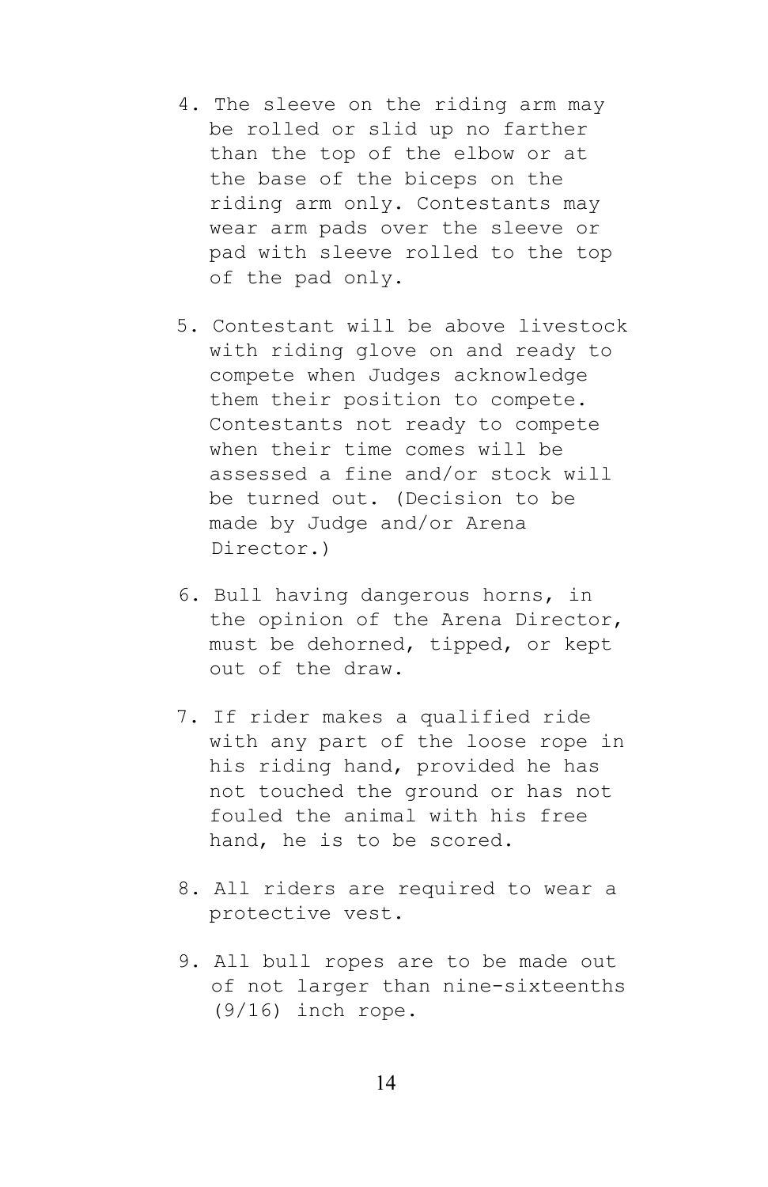4. The sleeve on the riding arm may be rolled or slid up no farther than the top of the elbow or at the base of the biceps on the riding arm only. Contestants may wear arm pads over the sleeve or pad with sleeve rolled to the top of the pad only.

5. Contestant will be above livestock with riding glove on and ready to compete when Judges acknowledge them their position to compete. Contestants not ready to compete when their time comes will be assessed a fine and/or stock will be turned out. (Decision to be made by Judge and/or Arena Director.)

6. Bull having dangerous horns, in the opinion of the Arena Director, must be dehorned, tipped, or kept out of the draw.

7. If rider makes a qualified ride with any part of the loose rope in his riding hand, provided he has not touched the ground or has not fouled the animal with his free hand, he is to be scored.

8. All riders are required to wear a protective vest.

9. All bull ropes are to be made out of not larger than nine-sixteenths (9/16) inch rope.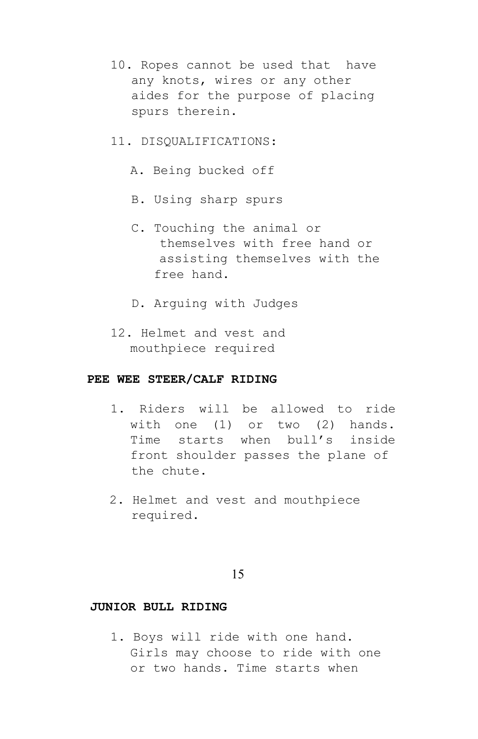10. Ropes cannot be used that have any knots, wires or any other aides for the purpose of placing spurs therein.

11. DISQUALIFICATIONS:

    A. Being bucked off

    B. Using sharp spurs

    C. Touching the animal or themselves with free hand or assisting themselves with the free hand.

    D. Arguing with Judges

12. Helmet and vest and mouthpiece required

**PEE WEE STEER/CALF RIDING**

1. Riders will be allowed to ride with one (1) or two (2) hands. Time starts when bull's inside front shoulder passes the plane of the chute.

2. Helmet and vest and mouthpiece required.

**JUNIOR BULL RIDING**

1. Boys will ride with one hand. Girls may choose to ride with one or two hands. Time starts when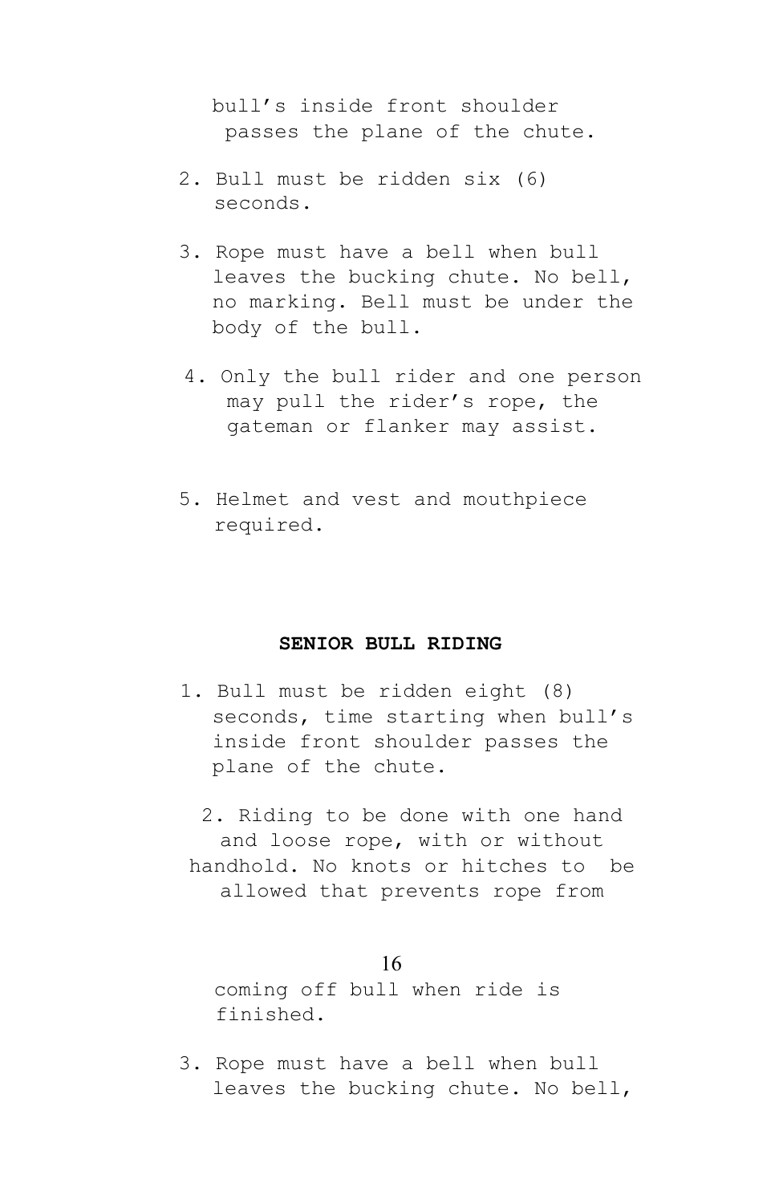bull's inside front shoulder passes the plane of the chute.

2. Bull must be ridden six (6) seconds.

3. Rope must have a bell when bull leaves the bucking chute. No bell, no marking. Bell must be under the body of the bull.

4. Only the bull rider and one person may pull the rider's rope, the gateman or flanker may assist.

5. Helmet and vest and mouthpiece required.

**SENIOR BULL RIDING**

1. Bull must be ridden eight (8) seconds, time starting when bull's inside front shoulder passes the plane of the chute.

2. Riding to be done with one hand and loose rope, with or without handhold. No knots or hitches to be allowed that prevents rope from coming off bull when ride is finished.

3. Rope must have a bell when bull leaves the bucking chute. No bell,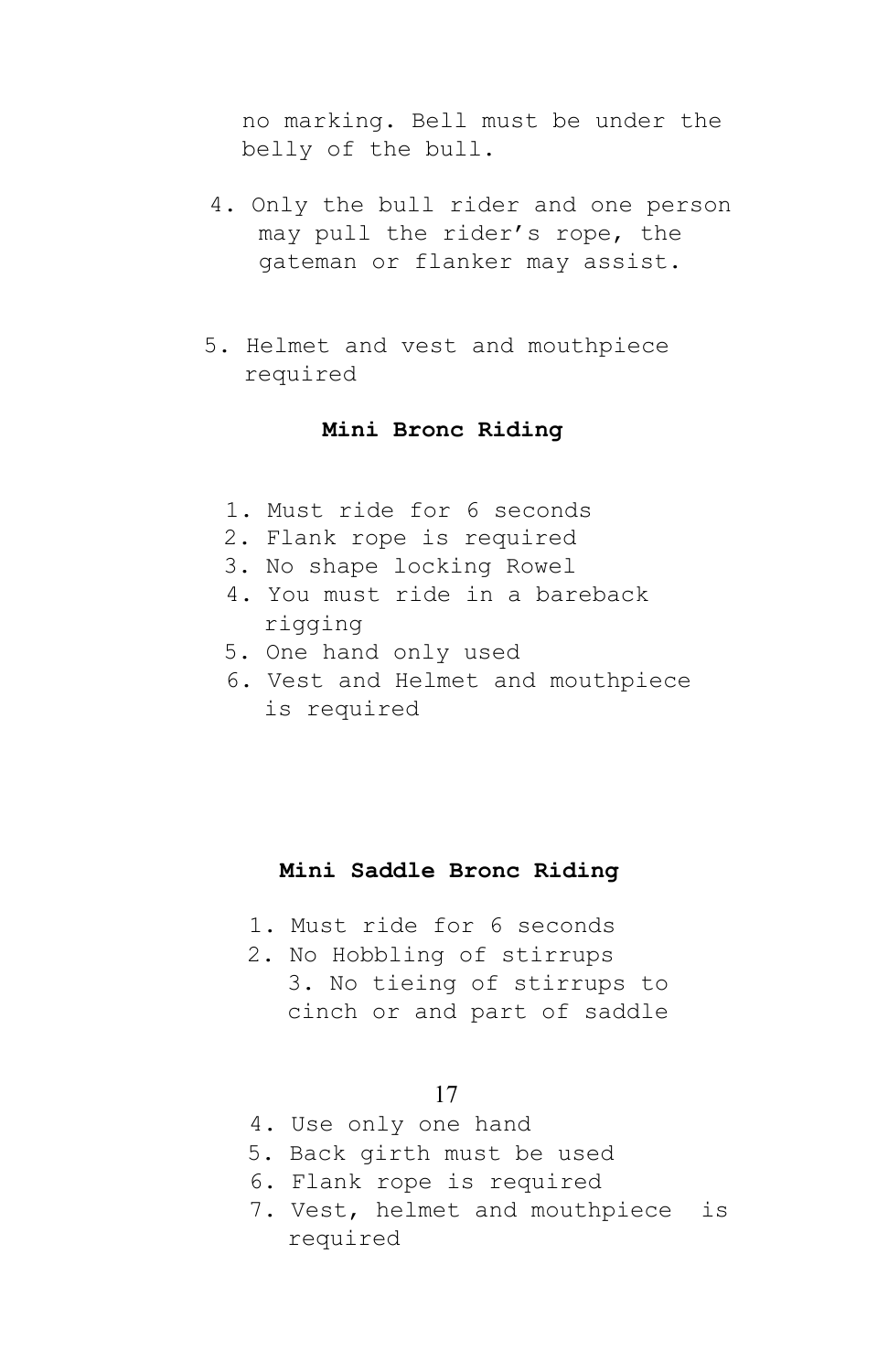no marking. Bell must be under the belly of the bull.

4. Only the bull rider and one person may pull the rider's rope, the gateman or flanker may assist.

5. Helmet and vest and mouthpiece required

**Mini Bronc Riding**

1. Must ride for 6 seconds
2. Flank rope is required
3. No shape locking Rowel
4. You must ride in a bareback rigging
5. One hand only used
6. Vest and Helmet and mouthpiece is required

**Mini Saddle Bronc Riding**

1. Must ride for 6 seconds
2. No Hobbling of stirrups
3. No tieing of stirrups to cinch or and part of saddle
4. Use only one hand
5. Back girth must be used
6. Flank rope is required
7. Vest, helmet and mouthpiece is required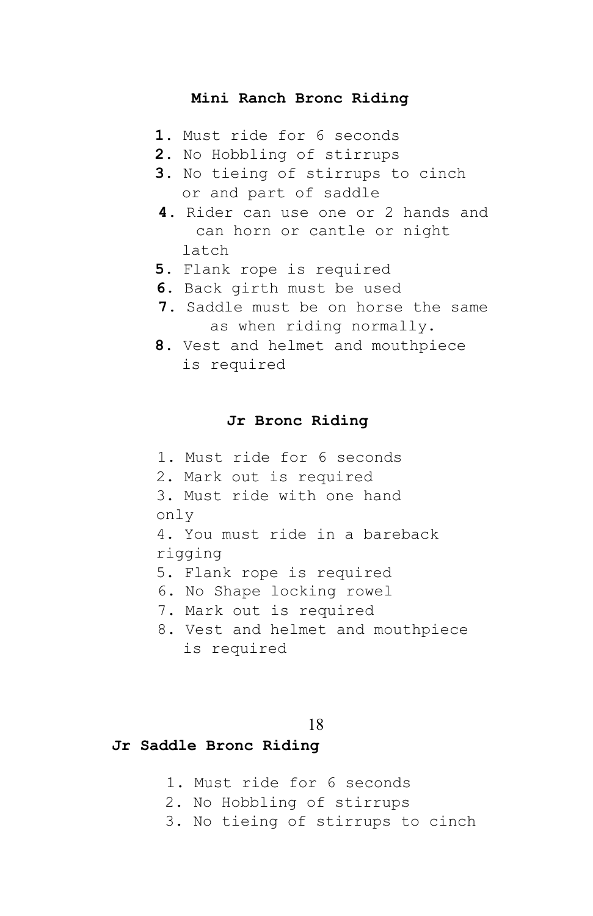## Mini Ranch Bronc Riding

1. Must ride for 6 seconds
2. No Hobbling of stirrups
3. No tieing of stirrups to cinch or and part of saddle
4. Rider can use one or 2 hands and can horn or cantle or night latch
5. Flank rope is required
6. Back girth must be used
7. Saddle must be on horse the same as when riding normally.
8. Vest and helmet and mouthpiece is required

## Jr Bronc Riding

1. Must ride for 6 seconds
2. Mark out is required
3. Must ride with one hand only
4. You must ride in a bareback rigging
5. Flank rope is required
6. No Shape locking rowel
7. Mark out is required
8. Vest and helmet and mouthpiece is required

## Jr Saddle Bronc Riding

1. Must ride for 6 seconds
2. No Hobbling of stirrups
3. No tieing of stirrups to cinch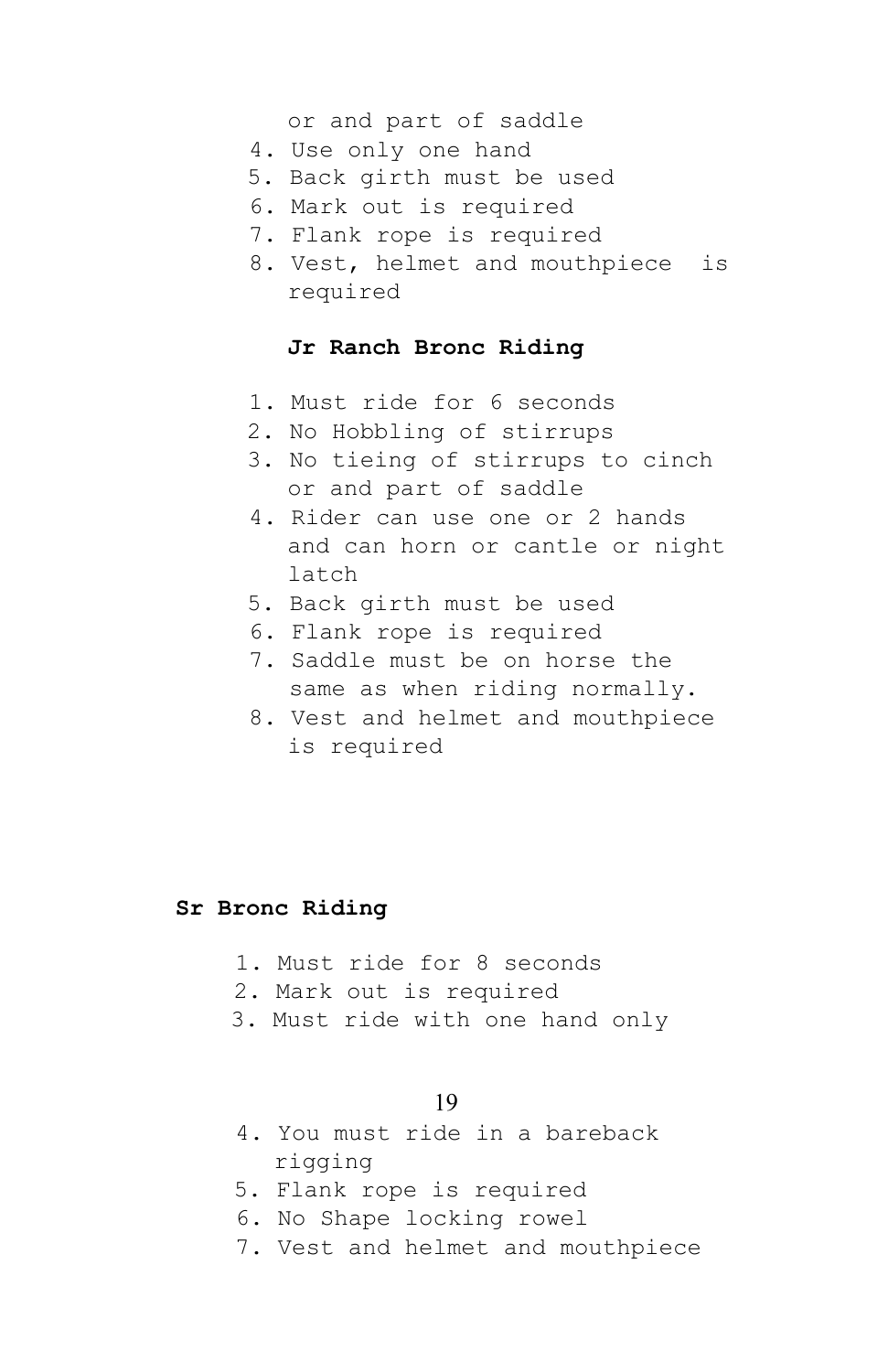or and part of saddle

4. Use only one hand
5. Back girth must be used
6. Mark out is required
7. Flank rope is required
8. Vest, helmet and mouthpiece is required

**Jr Ranch Bronc Riding**

1. Must ride for 6 seconds
2. No Hobbling of stirrups
3. No tieing of stirrups to cinch or and part of saddle
4. Rider can use one or 2 hands and can horn or cantle or night latch
5. Back girth must be used
6. Flank rope is required
7. Saddle must be on horse the same as when riding normally.
8. Vest and helmet and mouthpiece is required

**Sr Bronc Riding**

1. Must ride for 8 seconds
2. Mark out is required
3. Must ride with one hand only
4. You must ride in a bareback rigging
5. Flank rope is required
6. No Shape locking rowel
7. Vest and helmet and mouthpiece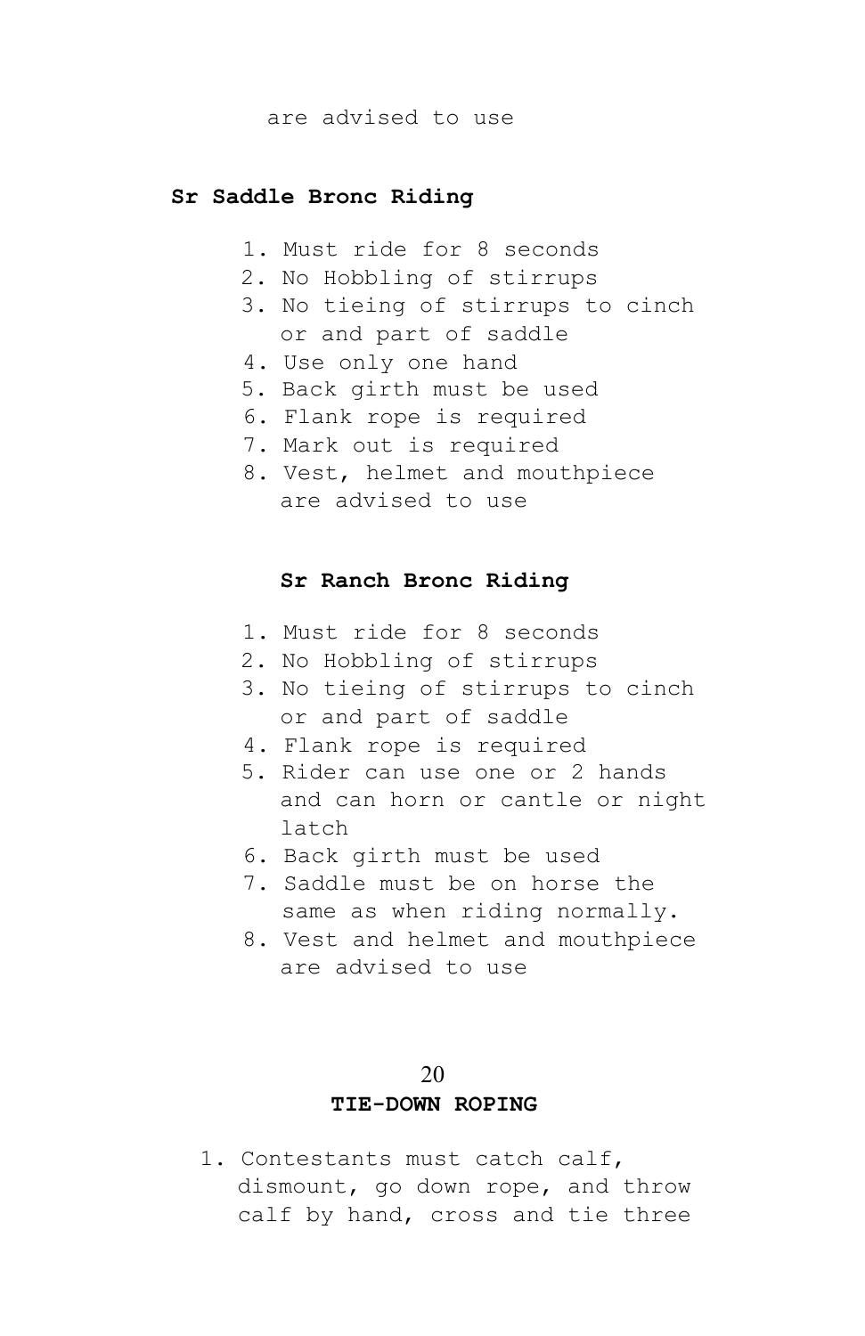are advised to use

## Sr Saddle Bronc Riding

1. Must ride for 8 seconds
2. No Hobbling of stirrups
3. No tieing of stirrups to cinch or and part of saddle
4. Use only one hand
5. Back girth must be used
6. Flank rope is required
7. Mark out is required
8. Vest, helmet and mouthpiece are advised to use

## Sr Ranch Bronc Riding

1. Must ride for 8 seconds
2. No Hobbling of stirrups
3. No tieing of stirrups to cinch or and part of saddle
4. Flank rope is required
5. Rider can use one or 2 hands and can horn or cantle or night latch
6. Back girth must be used
7. Saddle must be on horse the same as when riding normally.
8. Vest and helmet and mouthpiece are advised to use

## TIE-DOWN ROPING

1. Contestants must catch calf, dismount, go down rope, and throw calf by hand, cross and tie three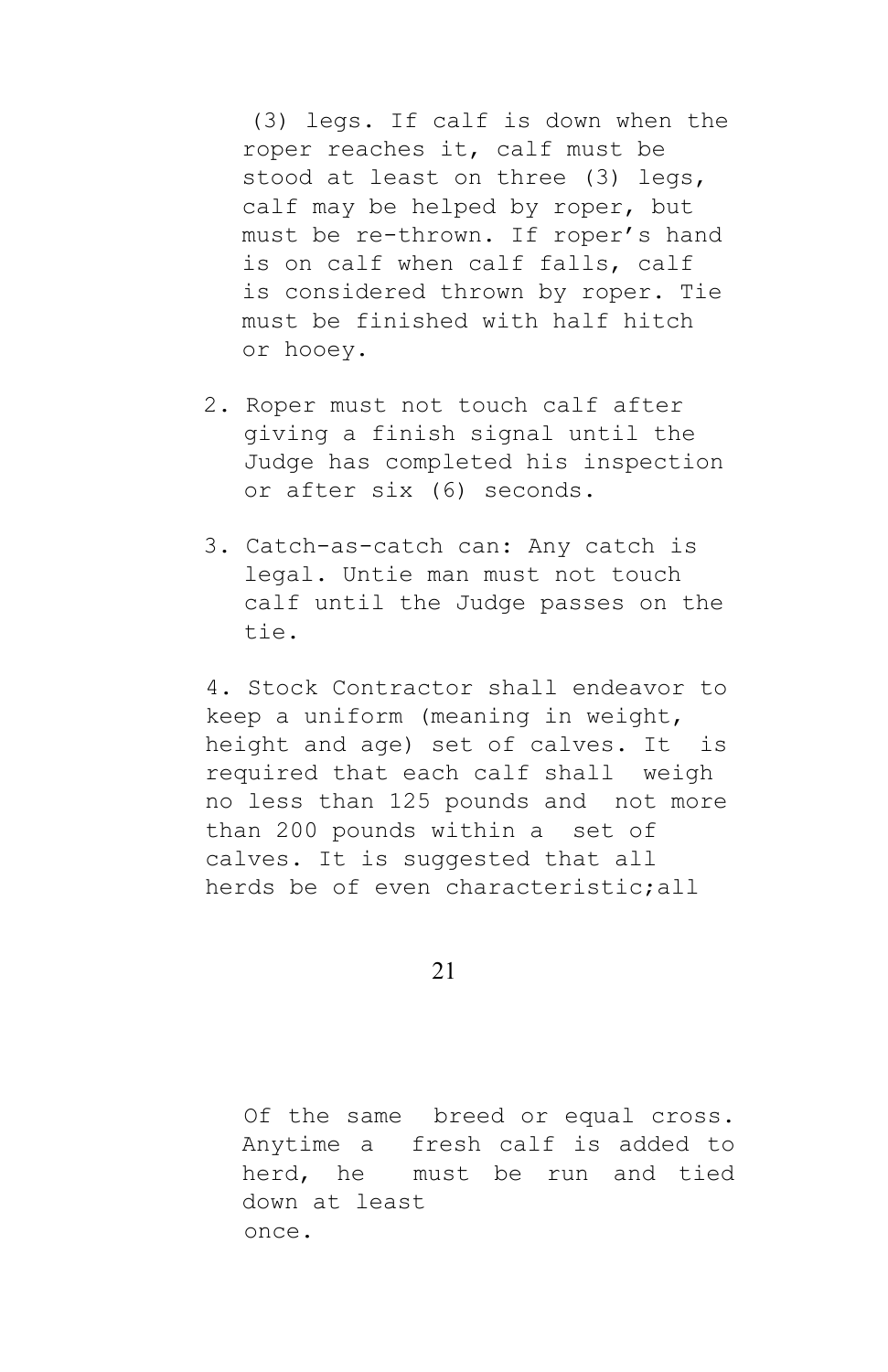(3) legs. If calf is down when the roper reaches it, calf must be stood at least on three (3) legs, calf may be helped by roper, but must be re-thrown. If roper's hand is on calf when calf falls, calf is considered thrown by roper. Tie must be finished with half hitch or hooey.

2. Roper must not touch calf after giving a finish signal until the Judge has completed his inspection or after six (6) seconds.

3. Catch-as-catch can: Any catch is legal. Untie man must not touch calf until the Judge passes on the tie.

4. Stock Contractor shall endeavor to keep a uniform (meaning in weight, height and age) set of calves. It is required that each calf shall weigh no less than 125 pounds and not more than 200 pounds within a set of calves. It is suggested that all herds be of even characteristic;all

Of the same breed or equal cross. Anytime a fresh calf is added to herd, he must be run and tied down at least once.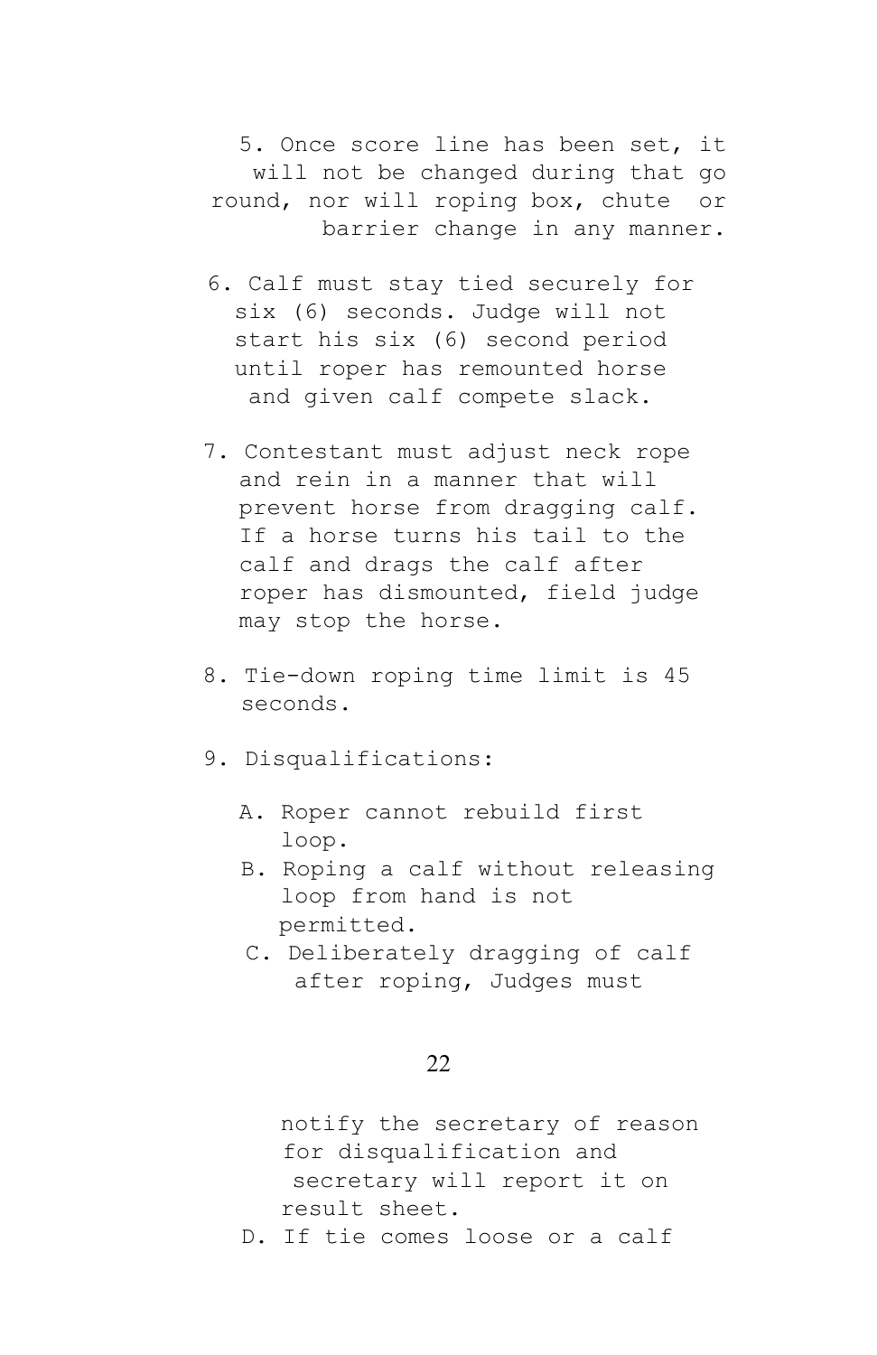5. Once score line has been set, it will not be changed during that go round, nor will roping box, chute or barrier change in any manner.

6. Calf must stay tied securely for six (6) seconds. Judge will not start his six (6) second period until roper has remounted horse and given calf compete slack.

7. Contestant must adjust neck rope and rein in a manner that will prevent horse from dragging calf. If a horse turns his tail to the calf and drags the calf after roper has dismounted, field judge may stop the horse.

8. Tie-down roping time limit is 45 seconds.

9. Disqualifications:

   A. Roper cannot rebuild first loop.
   B. Roping a calf without releasing loop from hand is not permitted.
   C. Deliberately dragging of calf after roping, Judges must notify the secretary of reason for disqualification and secretary will report it on result sheet.
   D. If tie comes loose or a calf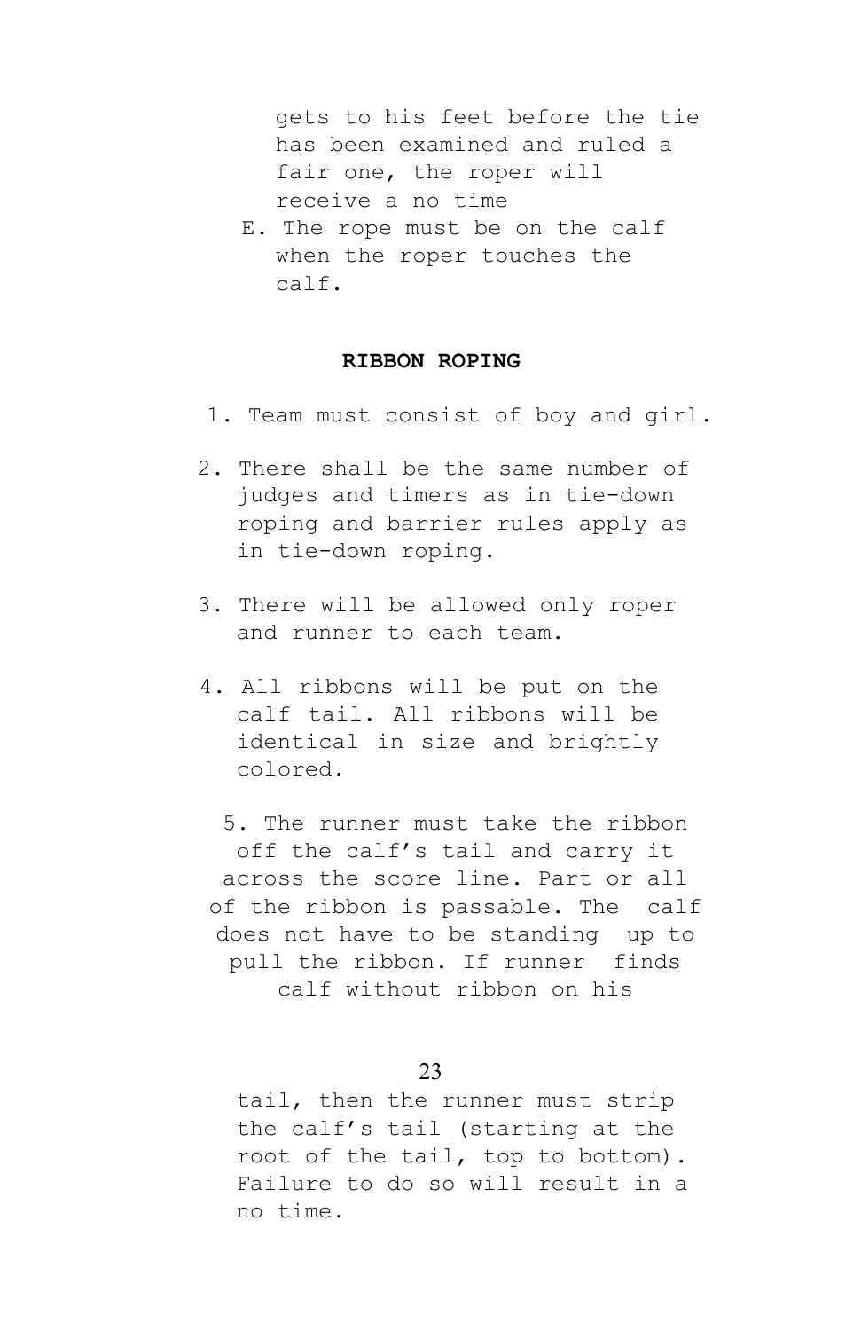gets to his feet before the tie has been examined and ruled a fair one, the roper will receive a no time

E. The rope must be on the calf when the roper touches the calf.

## RIBBON ROPING

1. Team must consist of boy and girl.

2. There shall be the same number of judges and timers as in tie-down roping and barrier rules apply as in tie-down roping.

3. There will be allowed only roper and runner to each team.

4. All ribbons will be put on the calf tail. All ribbons will be identical in size and brightly colored.

5. The runner must take the ribbon off the calf's tail and carry it across the score line. Part or all of the ribbon is passable. The calf does not have to be standing up to pull the ribbon. If runner finds calf without ribbon on his tail, then the runner must strip the calf's tail (starting at the root of the tail, top to bottom). Failure to do so will result in a no time.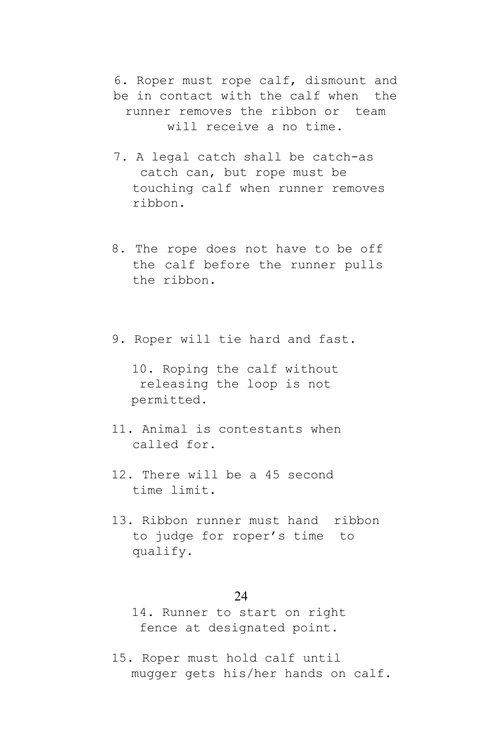6. Roper must rope calf, dismount and be in contact with the calf when the runner removes the ribbon or team will receive a no time.

7. A legal catch shall be catch-as catch can, but rope must be touching calf when runner removes ribbon.

8. The rope does not have to be off the calf before the runner pulls the ribbon.

9. Roper will tie hard and fast.

10. Roping the calf without releasing the loop is not permitted.

11. Animal is contestants when called for.

12. There will be a 45 second time limit.

13. Ribbon runner must hand ribbon to judge for roper's time to qualify.

14. Runner to start on right fence at designated point.

15. Roper must hold calf until mugger gets his/her hands on calf.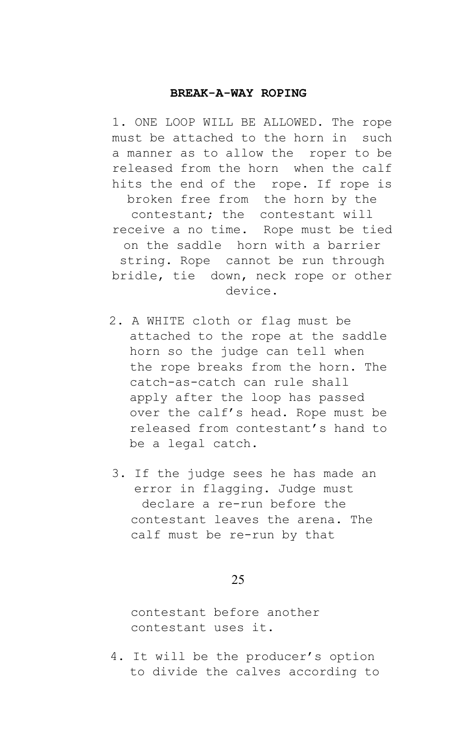**BREAK-A-WAY ROPING**

1. ONE LOOP WILL BE ALLOWED. The rope must be attached to the horn in such a manner as to allow the roper to be released from the horn when the calf hits the end of the rope. If rope is broken free from the horn by the contestant; the contestant will receive a no time. Rope must be tied on the saddle horn with a barrier string. Rope cannot be run through bridle, tie down, neck rope or other device.

2. A WHITE cloth or flag must be attached to the rope at the saddle horn so the judge can tell when the rope breaks from the horn. The catch-as-catch can rule shall apply after the loop has passed over the calf's head. Rope must be released from contestant's hand to be a legal catch.

3. If the judge sees he has made an error in flagging. Judge must declare a re-run before the contestant leaves the arena. The calf must be re-run by that contestant before another contestant uses it.

4. It will be the producer's option to divide the calves according to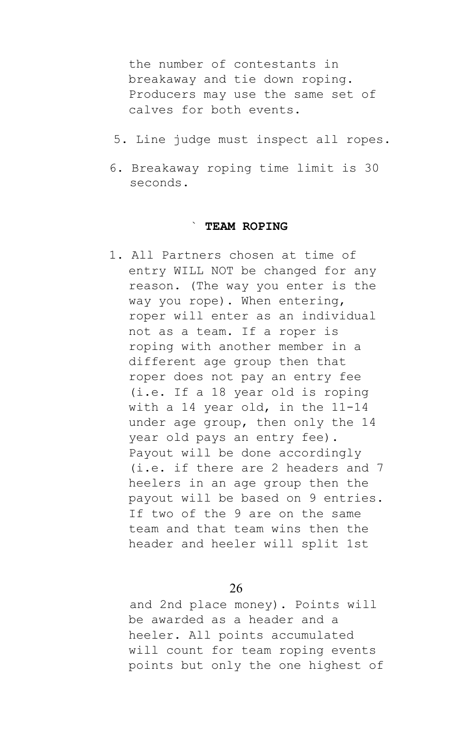the number of contestants in breakaway and tie down roping. Producers may use the same set of calves for both events.

5. Line judge must inspect all ropes.
6. Breakaway roping time limit is 30 seconds.

### ` TEAM ROPING

1. All Partners chosen at time of entry WILL NOT be changed for any reason. (The way you enter is the way you rope). When entering, roper will enter as an individual not as a team. If a roper is roping with another member in a different age group then that roper does not pay an entry fee (i.e. If a 18 year old is roping with a 14 year old, in the 11-14 under age group, then only the 14 year old pays an entry fee). Payout will be done accordingly (i.e. if there are 2 headers and 7 heelers in an age group then the payout will be based on 9 entries. If two of the 9 are on the same team and that team wins then the header and heeler will split 1st and 2nd place money). Points will be awarded as a header and a heeler. All points accumulated will count for team roping events points but only the one highest of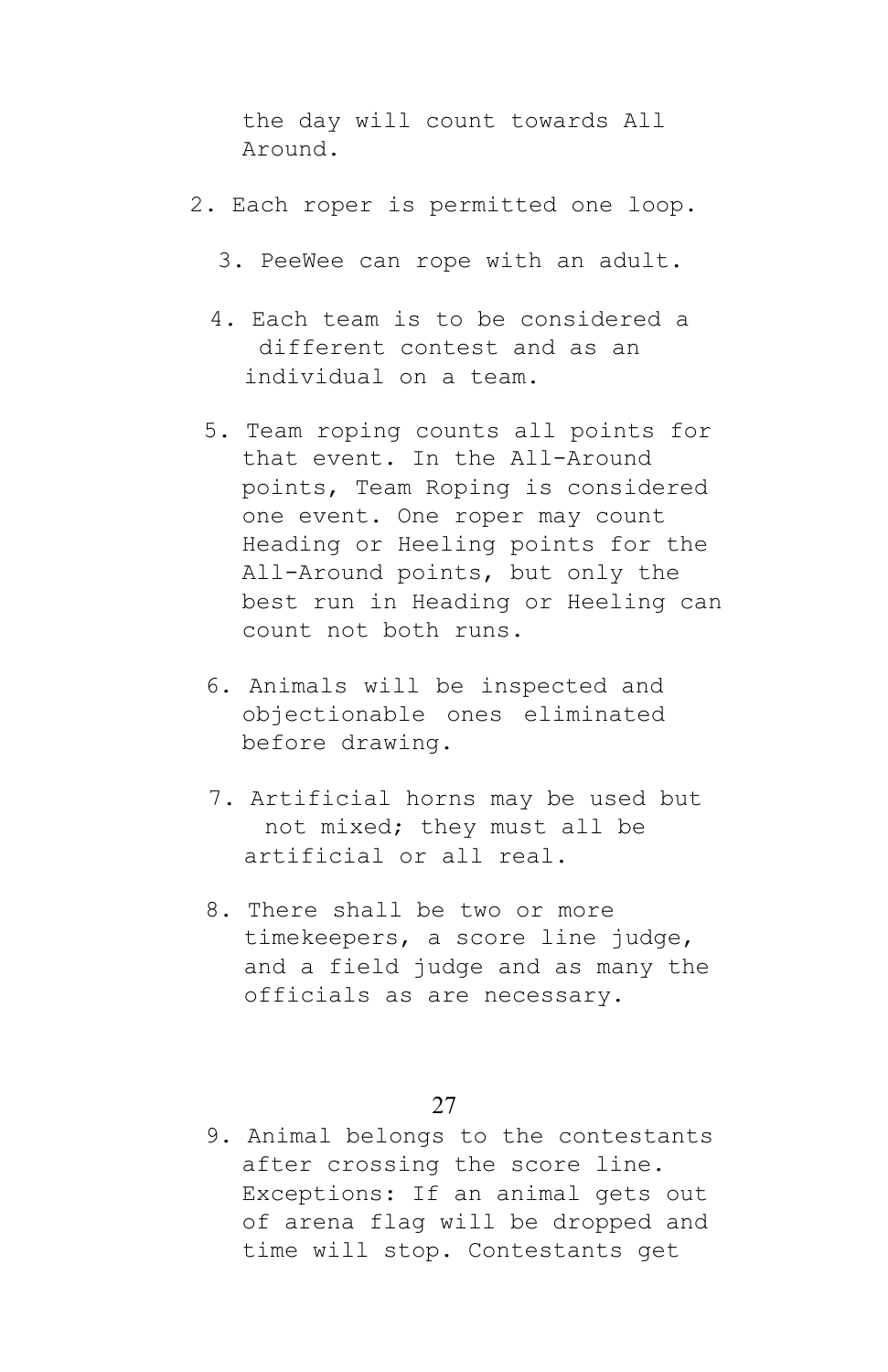the day will count towards All Around.

2. Each roper is permitted one loop.

3. PeeWee can rope with an adult.

4. Each team is to be considered a different contest and as an individual on a team.

5. Team roping counts all points for that event. In the All-Around points, Team Roping is considered one event. One roper may count Heading or Heeling points for the All-Around points, but only the best run in Heading or Heeling can count not both runs.

6. Animals will be inspected and objectionable ones eliminated before drawing.

7. Artificial horns may be used but not mixed; they must all be artificial or all real.

8. There shall be two or more timekeepers, a score line judge, and a field judge and as many the officials as are necessary.

9. Animal belongs to the contestants after crossing the score line. Exceptions: If an animal gets out of arena flag will be dropped and time will stop. Contestants get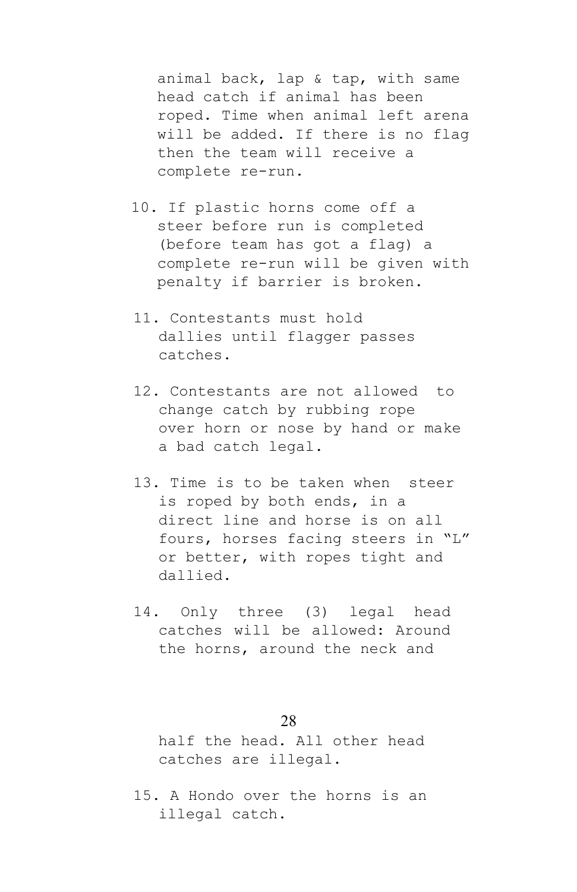animal back, lap & tap, with same head catch if animal has been roped. Time when animal left arena will be added. If there is no flag then the team will receive a complete re-run.

10. If plastic horns come off a steer before run is completed (before team has got a flag) a complete re-run will be given with penalty if barrier is broken.

11. Contestants must hold dallies until flagger passes catches.

12. Contestants are not allowed to change catch by rubbing rope over horn or nose by hand or make a bad catch legal.

13. Time is to be taken when steer is roped by both ends, in a direct line and horse is on all fours, horses facing steers in "L" or better, with ropes tight and dallied.

14. Only three (3) legal head catches will be allowed: Around the horns, around the neck and half the head. All other head catches are illegal.

15. A Hondo over the horns is an illegal catch.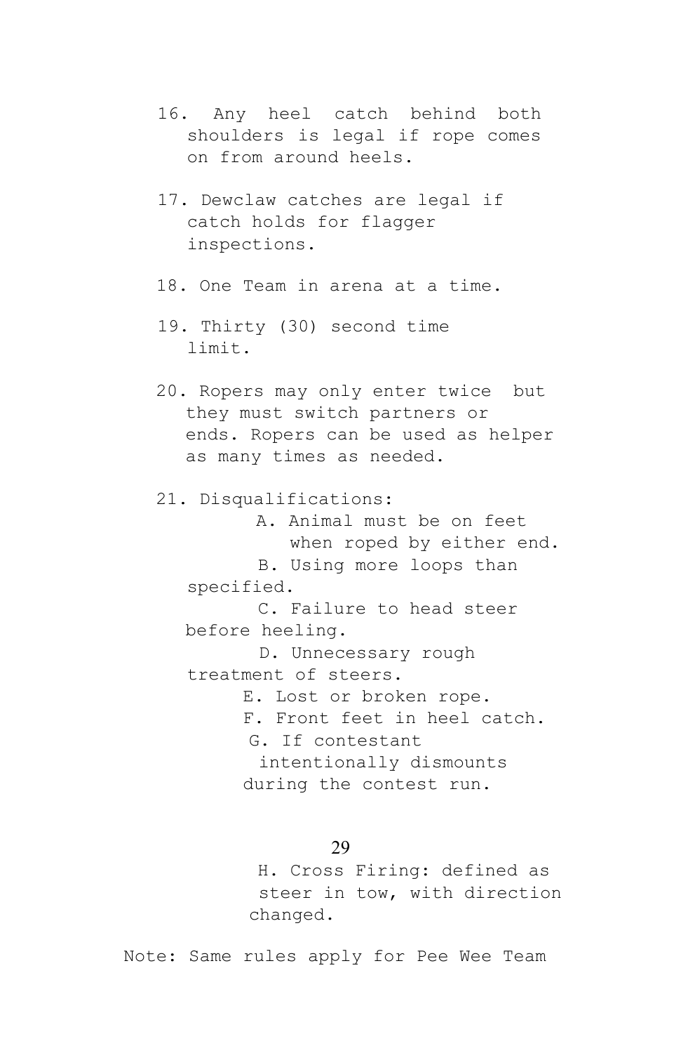16. Any heel catch behind both shoulders is legal if rope comes on from around heels.

17. Dewclaw catches are legal if catch holds for flagger inspections.

18. One Team in arena at a time.

19. Thirty (30) second time limit.

20. Ropers may only enter twice but they must switch partners or ends. Ropers can be used as helper as many times as needed.

21. Disqualifications:
    - A. Animal must be on feet when roped by either end.
    - B. Using more loops than specified.
    - C. Failure to head steer before heeling.
    - D. Unnecessary rough treatment of steers.
    - E. Lost or broken rope.
    - F. Front feet in heel catch.
    - G. If contestant intentionally dismounts during the contest run.
    - H. Cross Firing: defined as steer in tow, with direction changed.

Note: Same rules apply for Pee Wee Team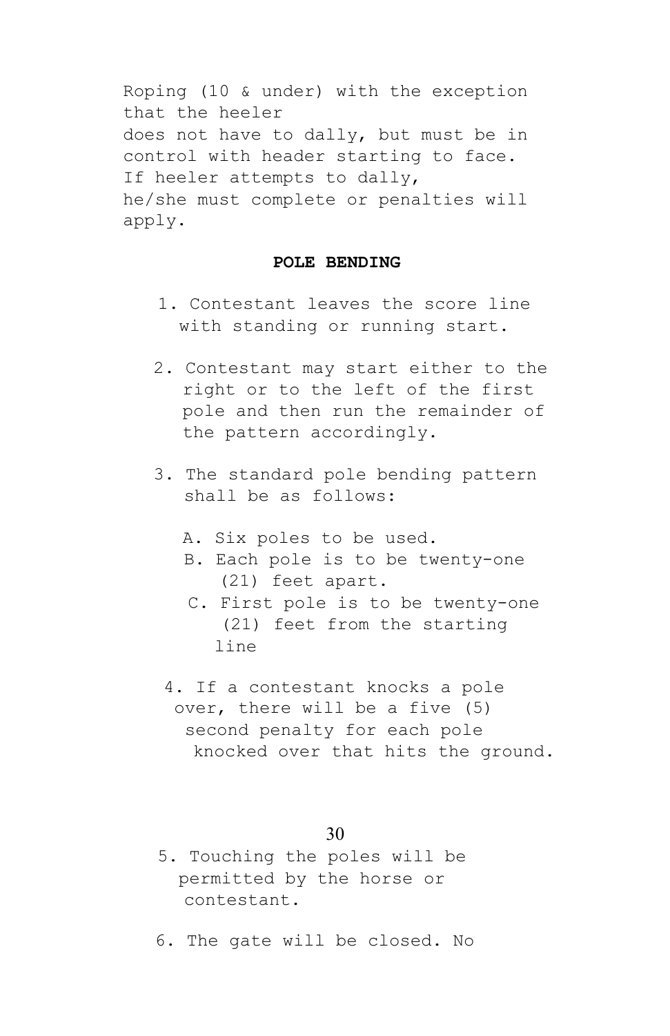Roping (10 & under) with the exception that the heeler does not have to dally, but must be in control with header starting to face. If heeler attempts to dally, he/she must complete or penalties will apply.

## POLE BENDING

1. Contestant leaves the score line with standing or running start.

2. Contestant may start either to the right or to the left of the first pole and then run the remainder of the pattern accordingly.

3. The standard pole bending pattern shall be as follows:

   A. Six poles to be used.
   B. Each pole is to be twenty-one (21) feet apart.
   C. First pole is to be twenty-one (21) feet from the starting line

4. If a contestant knocks a pole over, there will be a five (5) second penalty for each pole knocked over that hits the ground.

5. Touching the poles will be permitted by the horse or contestant.

6. The gate will be closed. No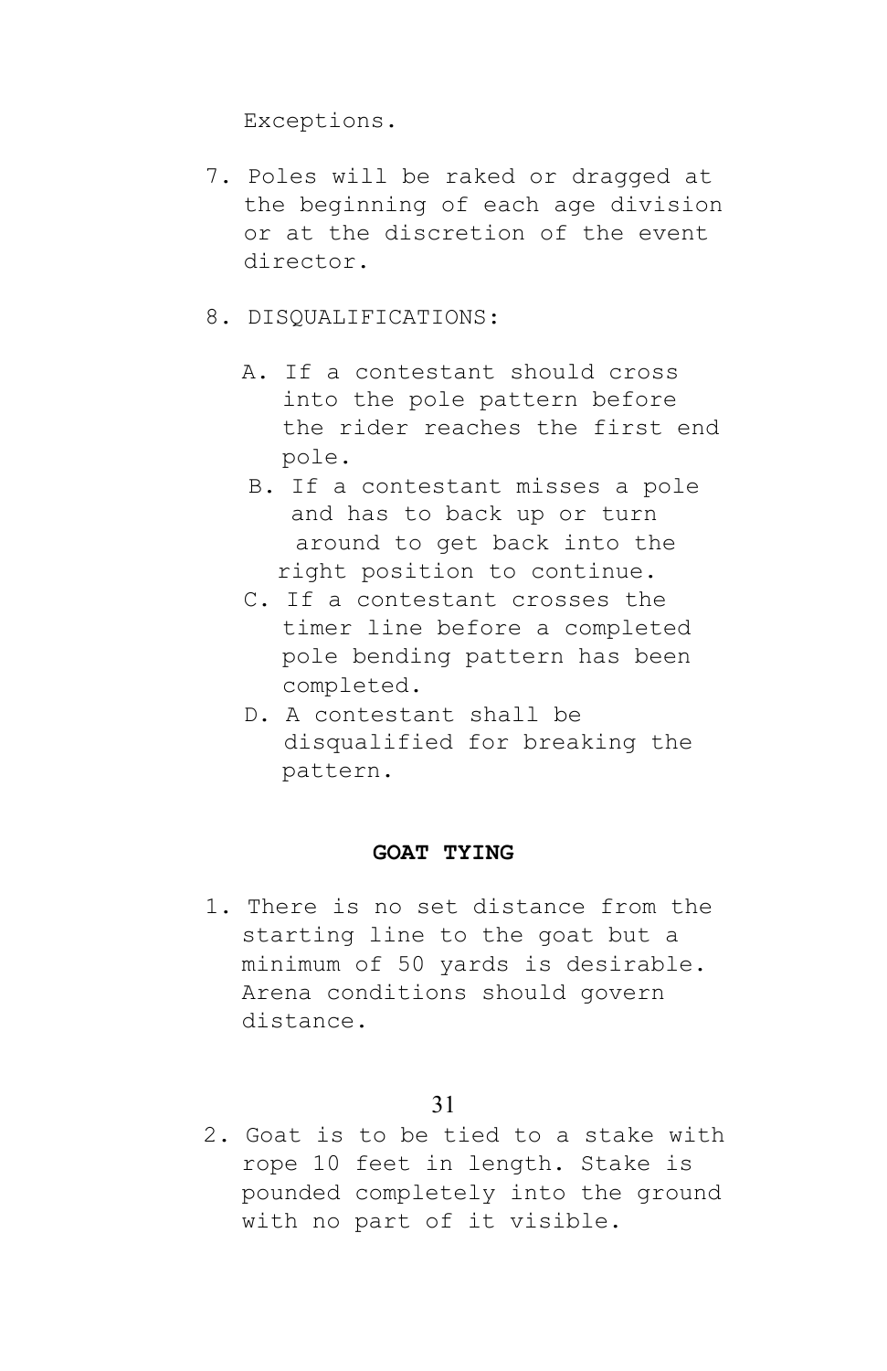Exceptions.

7. Poles will be raked or dragged at the beginning of each age division or at the discretion of the event director.

8. DISQUALIFICATIONS:

   A. If a contestant should cross into the pole pattern before the rider reaches the first end pole.
   B. If a contestant misses a pole and has to back up or turn around to get back into the right position to continue.
   C. If a contestant crosses the timer line before a completed pole bending pattern has been completed.
   D. A contestant shall be disqualified for breaking the pattern.

## GOAT TYING

1. There is no set distance from the starting line to the goat but a minimum of 50 yards is desirable. Arena conditions should govern distance.

2. Goat is to be tied to a stake with rope 10 feet in length. Stake is pounded completely into the ground with no part of it visible.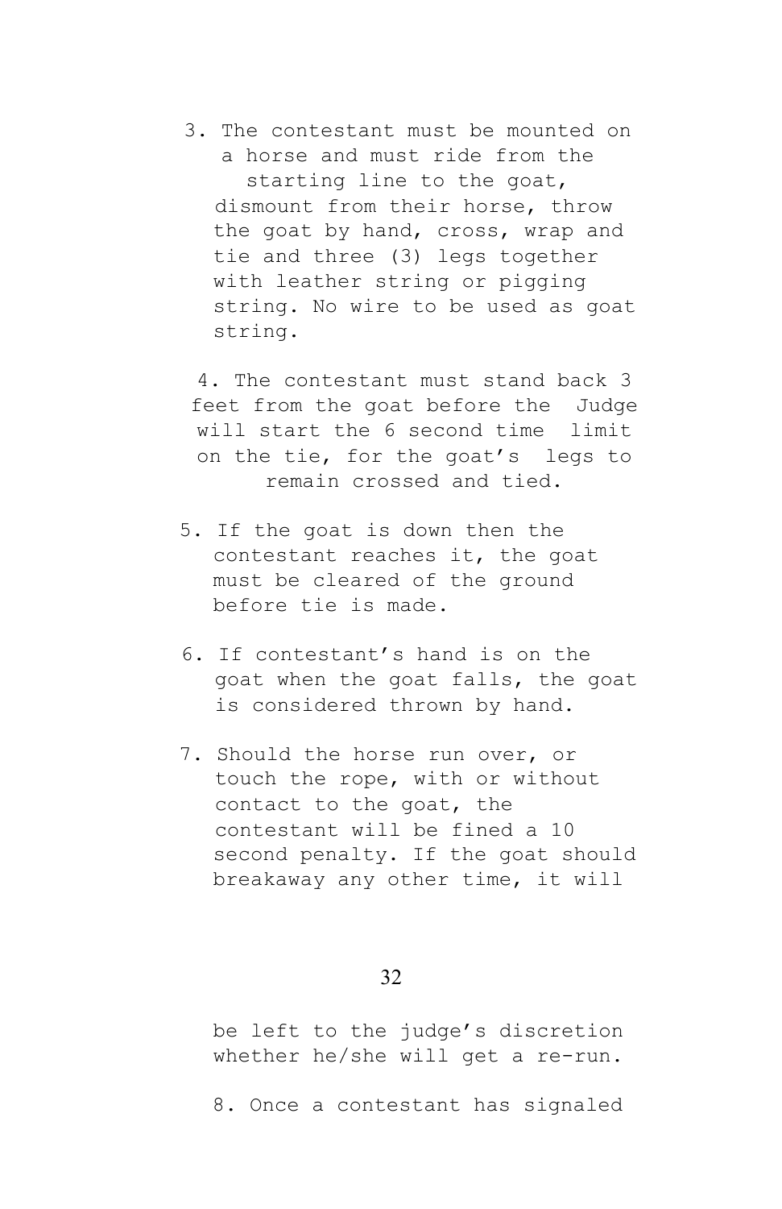3. The contestant must be mounted on a horse and must ride from the starting line to the goat, dismount from their horse, throw the goat by hand, cross, wrap and tie and three (3) legs together with leather string or pigging string. No wire to be used as goat string.

4. The contestant must stand back 3 feet from the goat before the Judge will start the 6 second time limit on the tie, for the goat's legs to remain crossed and tied.

5. If the goat is down then the contestant reaches it, the goat must be cleared of the ground before tie is made.

6. If contestant's hand is on the goat when the goat falls, the goat is considered thrown by hand.

7. Should the horse run over, or touch the rope, with or without contact to the goat, the contestant will be fined a 10 second penalty. If the goat should breakaway any other time, it will be left to the judge's discretion whether he/she will get a re-run.

8. Once a contestant has signaled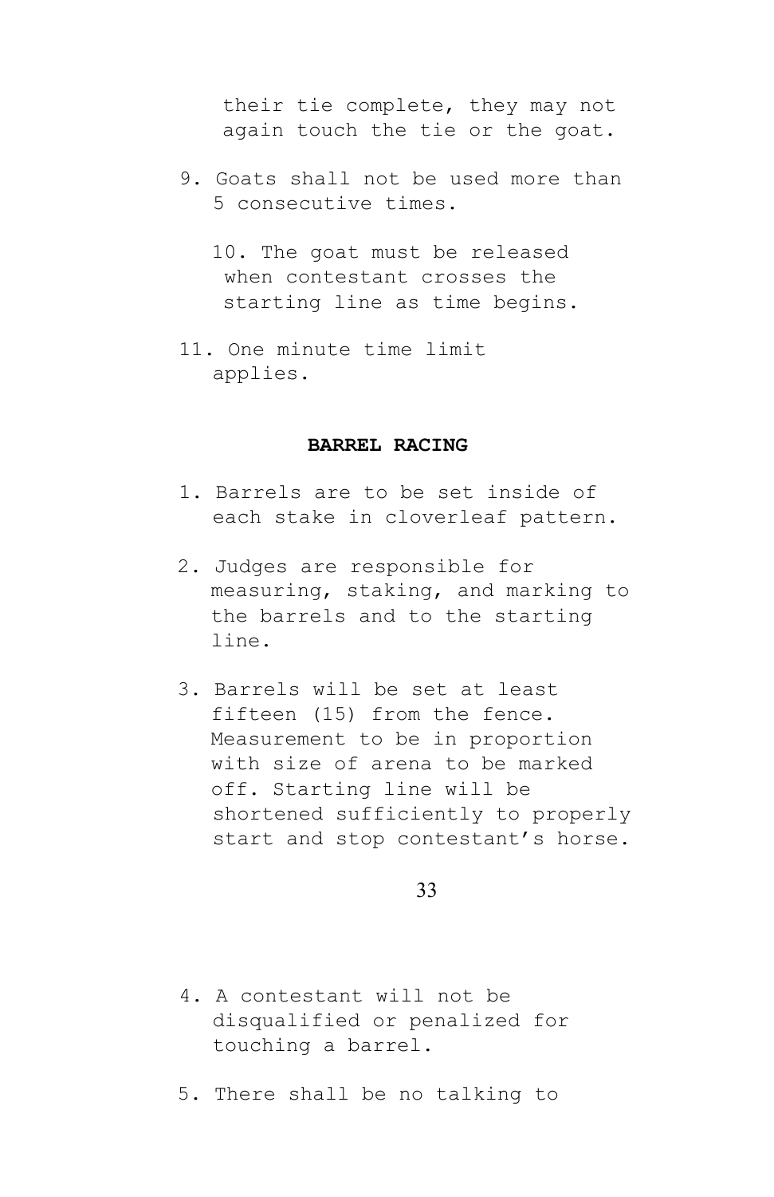their tie complete, they may not again touch the tie or the goat.

9. Goats shall not be used more than 5 consecutive times.

10. The goat must be released when contestant crosses the starting line as time begins.

11. One minute time limit applies.

**BARREL RACING**

1. Barrels are to be set inside of each stake in cloverleaf pattern.

2. Judges are responsible for measuring, staking, and marking to the barrels and to the starting line.

3. Barrels will be set at least fifteen (15) from the fence. Measurement to be in proportion with size of arena to be marked off. Starting line will be shortened sufficiently to properly start and stop contestant's horse.

4. A contestant will not be disqualified or penalized for touching a barrel.

5. There shall be no talking to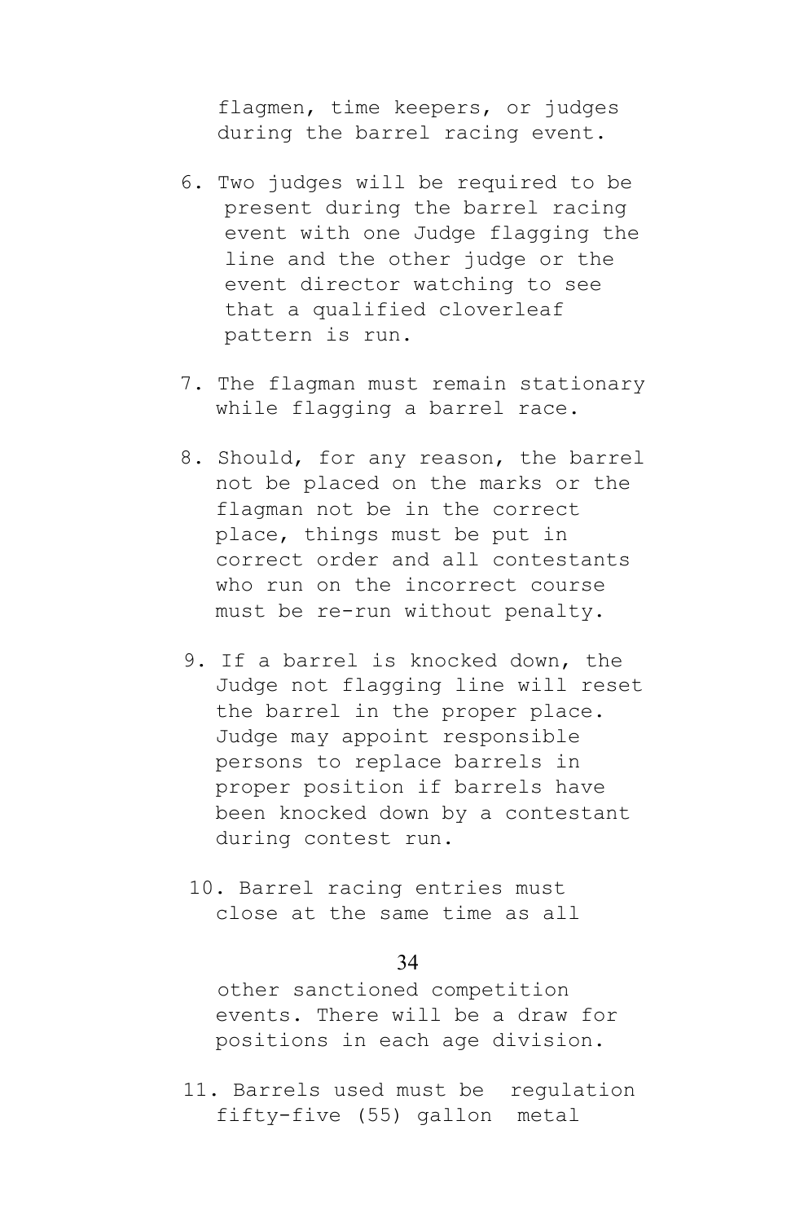flagmen, time keepers, or judges during the barrel racing event.

6. Two judges will be required to be present during the barrel racing event with one Judge flagging the line and the other judge or the event director watching to see that a qualified cloverleaf pattern is run.

7. The flagman must remain stationary while flagging a barrel race.

8. Should, for any reason, the barrel not be placed on the marks or the flagman not be in the correct place, things must be put in correct order and all contestants who run on the incorrect course must be re-run without penalty.

9. If a barrel is knocked down, the Judge not flagging line will reset the barrel in the proper place. Judge may appoint responsible persons to replace barrels in proper position if barrels have been knocked down by a contestant during contest run.

10. Barrel racing entries must close at the same time as all other sanctioned competition events. There will be a draw for positions in each age division.

11. Barrels used must be regulation fifty-five (55) gallon metal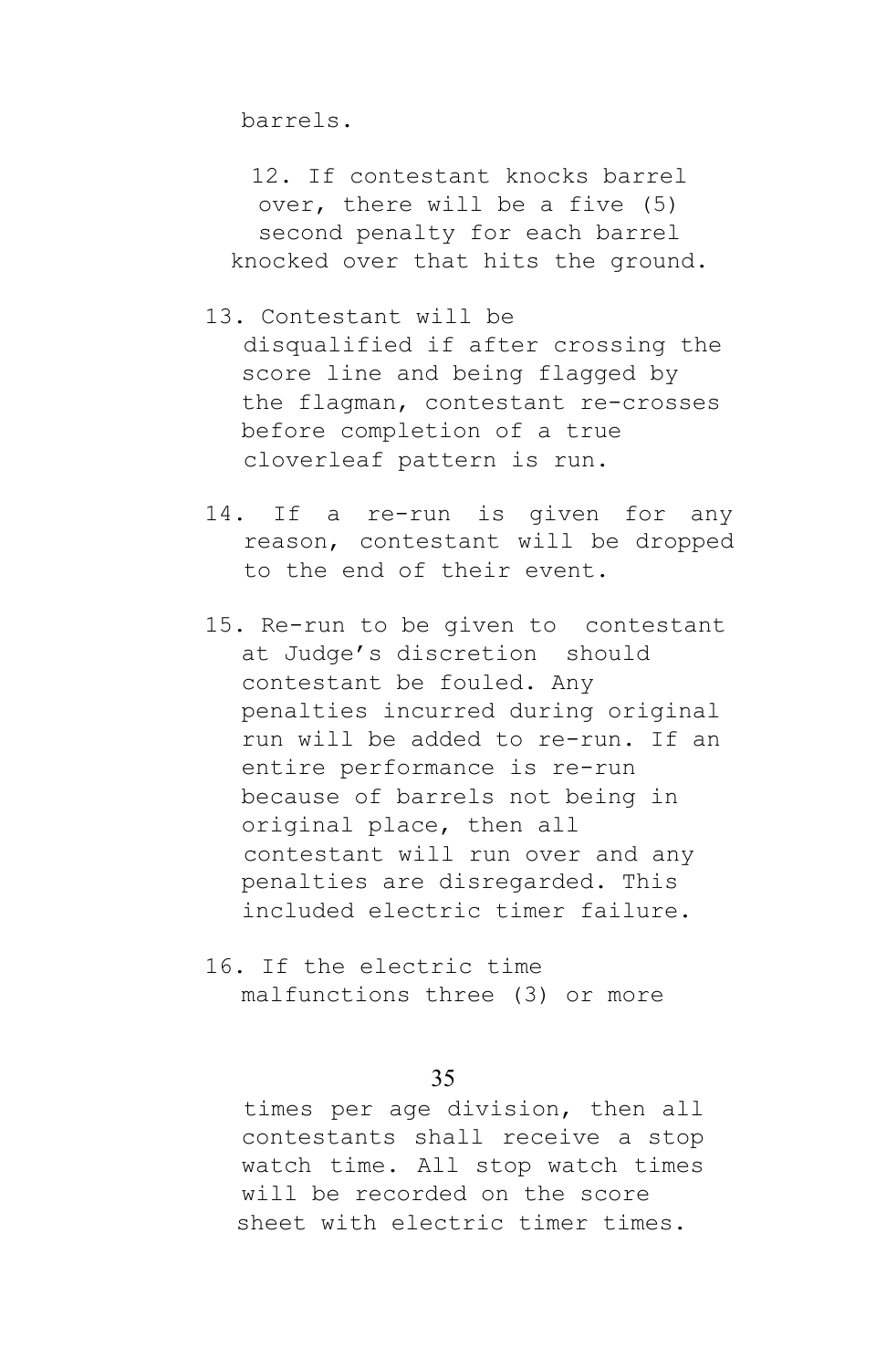barrels.

12. If contestant knocks barrel over, there will be a five (5) second penalty for each barrel knocked over that hits the ground.

13. Contestant will be disqualified if after crossing the score line and being flagged by the flagman, contestant re-crosses before completion of a true cloverleaf pattern is run.

14. If a re-run is given for any reason, contestant will be dropped to the end of their event.

15. Re-run to be given to contestant at Judge's discretion should contestant be fouled. Any penalties incurred during original run will be added to re-run. If an entire performance is re-run because of barrels not being in original place, then all contestant will run over and any penalties are disregarded. This included electric timer failure.

16. If the electric time malfunctions three (3) or more times per age division, then all contestants shall receive a stop watch time. All stop watch times will be recorded on the score sheet with electric timer times.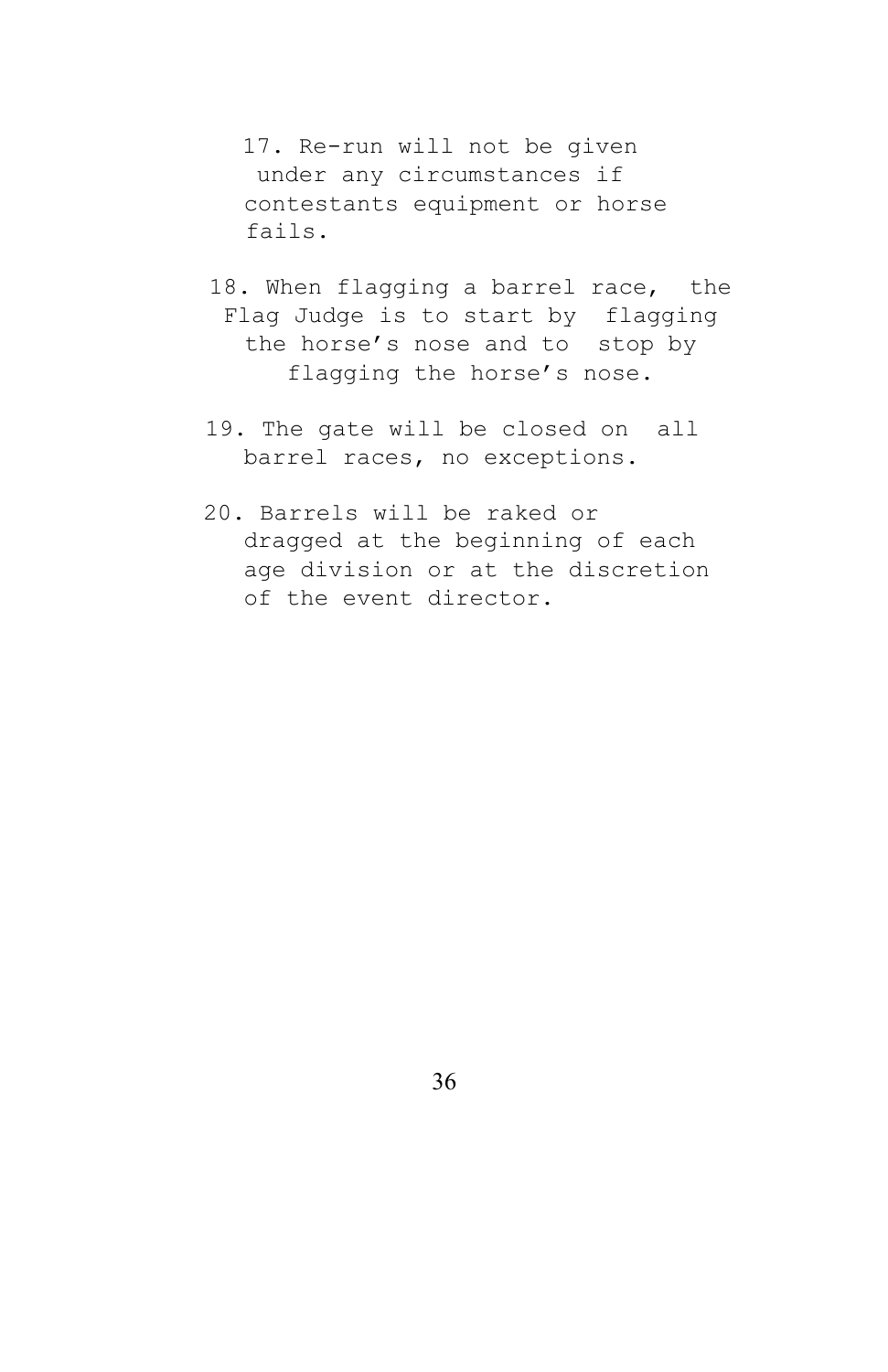17. Re-run will not be given under any circumstances if contestants equipment or horse fails.

18. When flagging a barrel race, the Flag Judge is to start by flagging the horse's nose and to stop by flagging the horse's nose.

19. The gate will be closed on all barrel races, no exceptions.

20. Barrels will be raked or dragged at the beginning of each age division or at the discretion of the event director.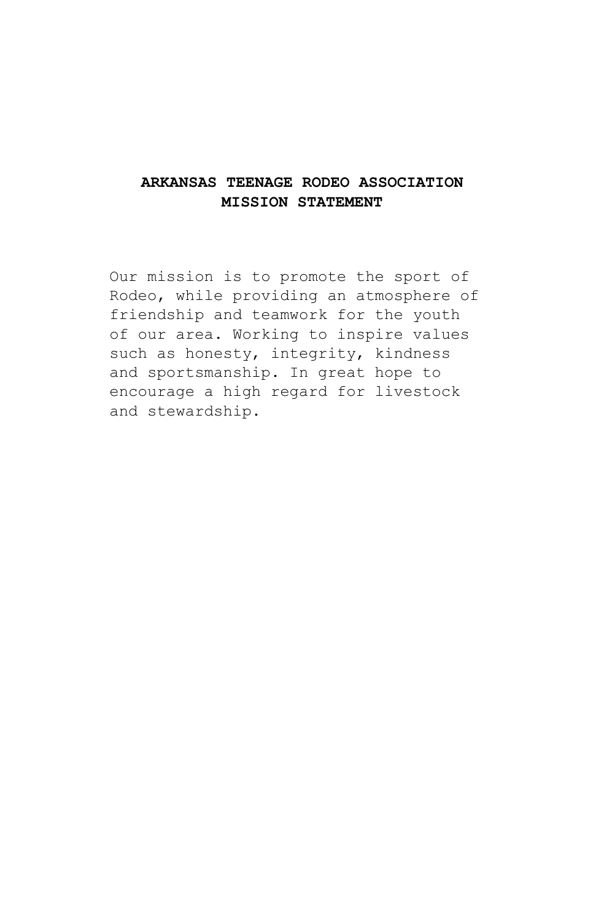# ARKANSAS TEENAGE RODEO ASSOCIATION MISSION STATEMENT

Our mission is to promote the sport of Rodeo, while providing an atmosphere of friendship and teamwork for the youth of our area. Working to inspire values such as honesty, integrity, kindness and sportsmanship. In great hope to encourage a high regard for livestock and stewardship.